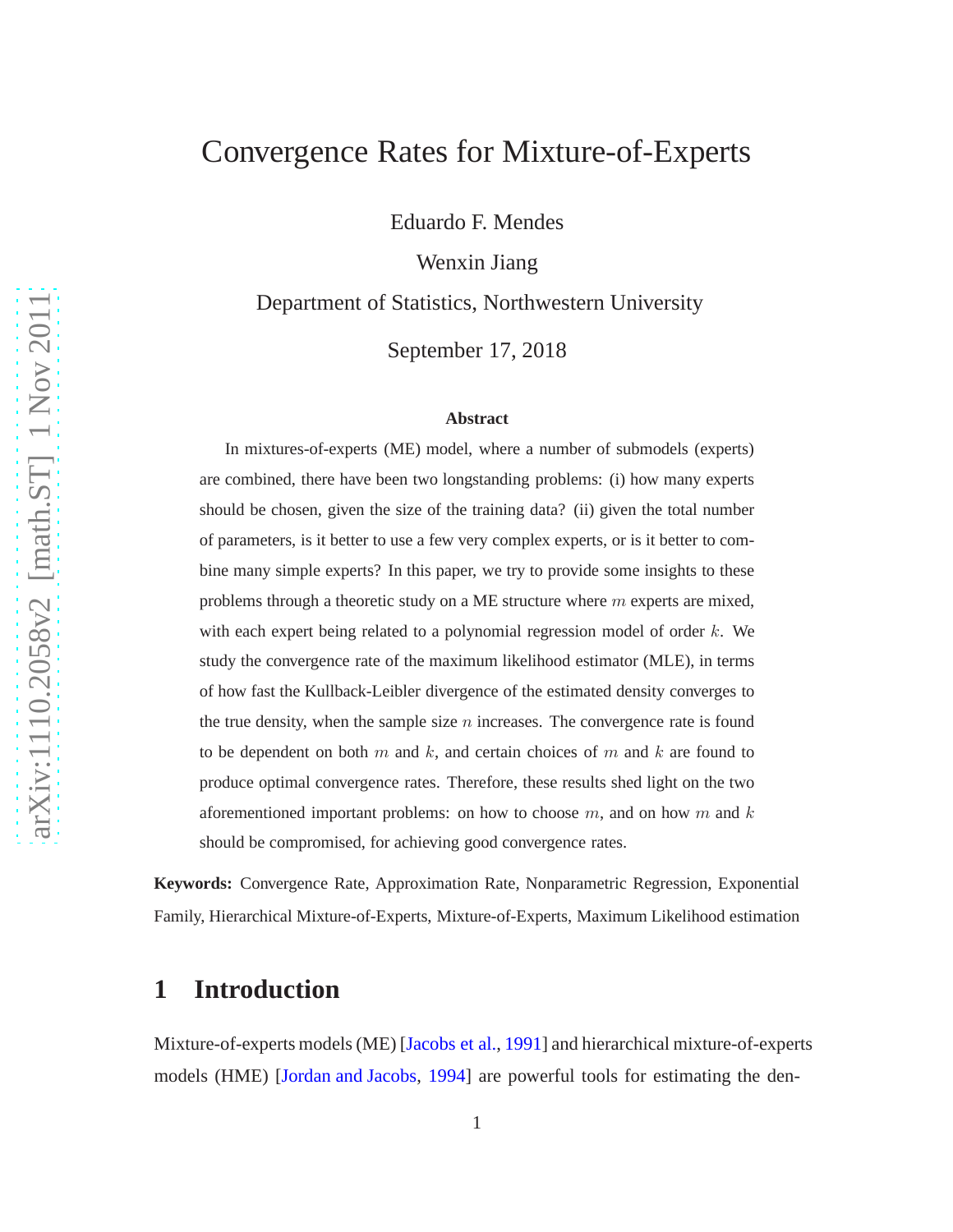# Convergence Rates for Mixture-of-Experts

Eduardo F. Mendes

Wenxin Jiang

Department of Statistics, Northwestern University

September 17, 2018

### Abstract

In mixtures-of-experts (ME) model, where a number of submodels (experts) are combined, there have been two longstanding problems: (i) how many experts should be chosen, given the size of the training data? (ii) given the total number of parameters, is it better to use a few very complex experts, or is it better to combine many simple experts? In this paper, we try to provide some insights to these problems through a theoretic study on a ME structure where $m$ experts are mixed, with each expert being related to a polynomial regression model of order $k$. We study the convergence rate of the maximum likelihood estimator (MLE), in terms of how fast the Kullback-Leibler divergence of the estimated density converges to the true density, when the sample size $n$ increases. The convergence rate is found to be dependent on both $m$ and $k$, and certain choices of $m$ and $k$ are found to produce optimal convergence rates. Therefore, these results shed light on the two aforementioned important problems: on how to choose $m$, and on how $m$ and $k$ should be compromised, for achieving good convergence rates.

**Keywords:** Convergence Rate, Approximation Rate, Nonparametric Regression, Exponential Family, Hierarchical Mixture-of-Experts, Mixture-of-Experts, Maximum Likelihood estimation

## 1 Introduction

Mixture-of-experts models (ME) [Jacobs et al., 1991] and hierarchical mixture-of-experts models (HME) [Jordan and Jacobs, 1994] are powerful tools for estimating the den-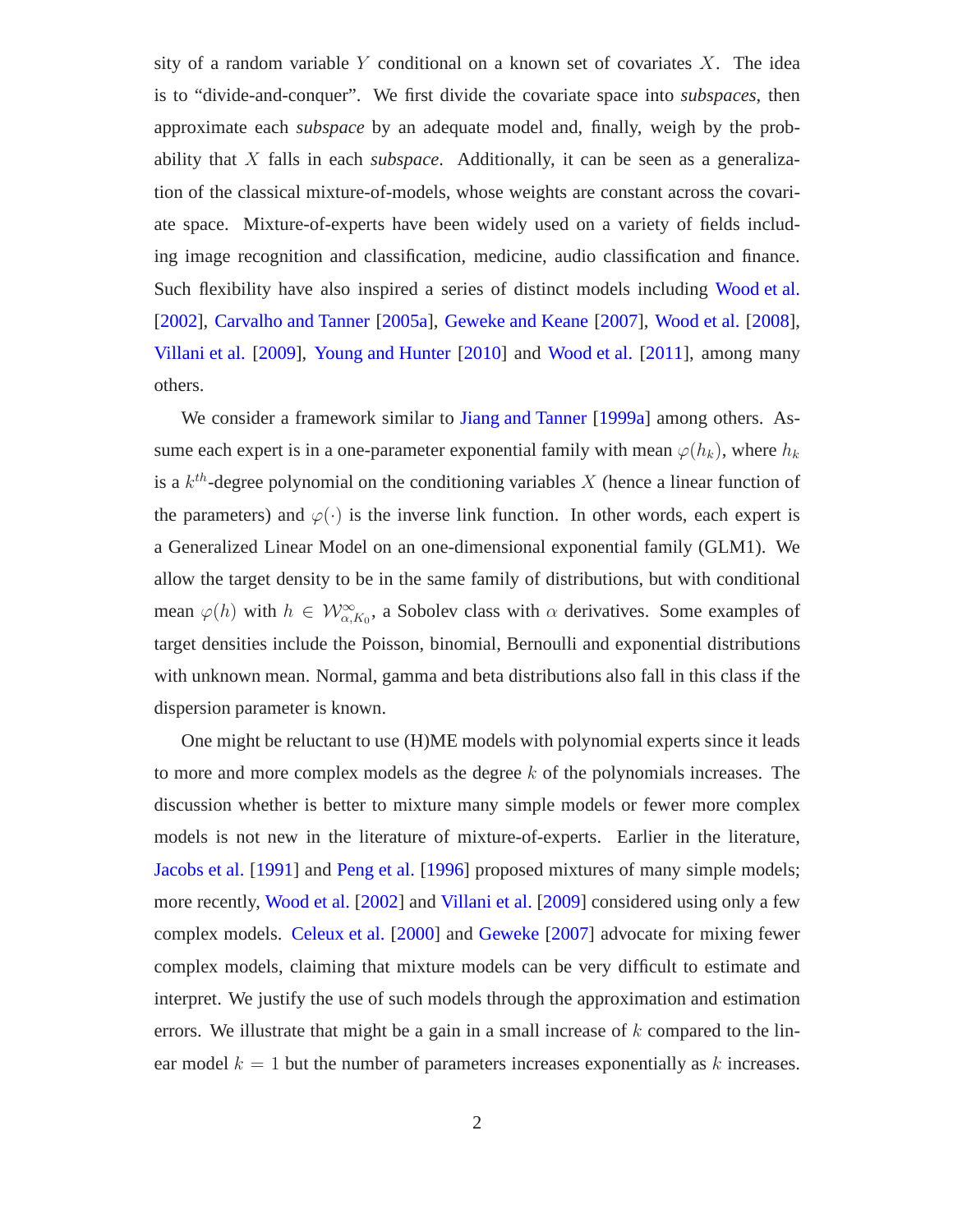sity of a random variable $Y$ conditional on a known set of covariates $X$. The idea is to "divide-and-conquer". We first divide the covariate space into *subspaces*, then approximate each *subspace* by an adequate model and, finally, weigh by the probability that $X$ falls in each *subspace*. Additionally, it can be seen as a generalization of the classical mixture-of-models, whose weights are constant across the covariate space. Mixture-of-experts have been widely used on a variety of fields including image recognition and classification, medicine, audio classification and finance. Such flexibility have also inspired a series of distinct models including Wood et al. [2002], Carvalho and Tanner [2005a], Geweke and Keane [2007], Wood et al. [2008], Villani et al. [2009], Young and Hunter [2010] and Wood et al. [2011], among many others.

We consider a framework similar to Jiang and Tanner [1999a] among others. Assume each expert is in a one-parameter exponential family with mean $\varphi(h_k)$, where $h_k$ is a $k^{th}$-degree polynomial on the conditioning variables $X$ (hence a linear function of the parameters) and $\varphi(\cdot)$ is the inverse link function. In other words, each expert is a Generalized Linear Model on an one-dimensional exponential family (GLM1). We allow the target density to be in the same family of distributions, but with conditional mean $\varphi(h)$ with $h \in \mathcal{W}^{\infty}_{\alpha,K_0}$, a Sobolev class with $\alpha$ derivatives. Some examples of target densities include the Poisson, binomial, Bernoulli and exponential distributions with unknown mean. Normal, gamma and beta distributions also fall in this class if the dispersion parameter is known.

One might be reluctant to use (H)ME models with polynomial experts since it leads to more and more complex models as the degree $k$ of the polynomials increases. The discussion whether is better to mixture many simple models or fewer more complex models is not new in the literature of mixture-of-experts. Earlier in the literature, Jacobs et al. [1991] and Peng et al. [1996] proposed mixtures of many simple models; more recently, Wood et al. [2002] and Villani et al. [2009] considered using only a few complex models. Celeux et al. [2000] and Geweke [2007] advocate for mixing fewer complex models, claiming that mixture models can be very difficult to estimate and interpret. We justify the use of such models through the approximation and estimation errors. We illustrate that might be a gain in a small increase of $k$ compared to the linear model $k = 1$ but the number of parameters increases exponentially as $k$ increases.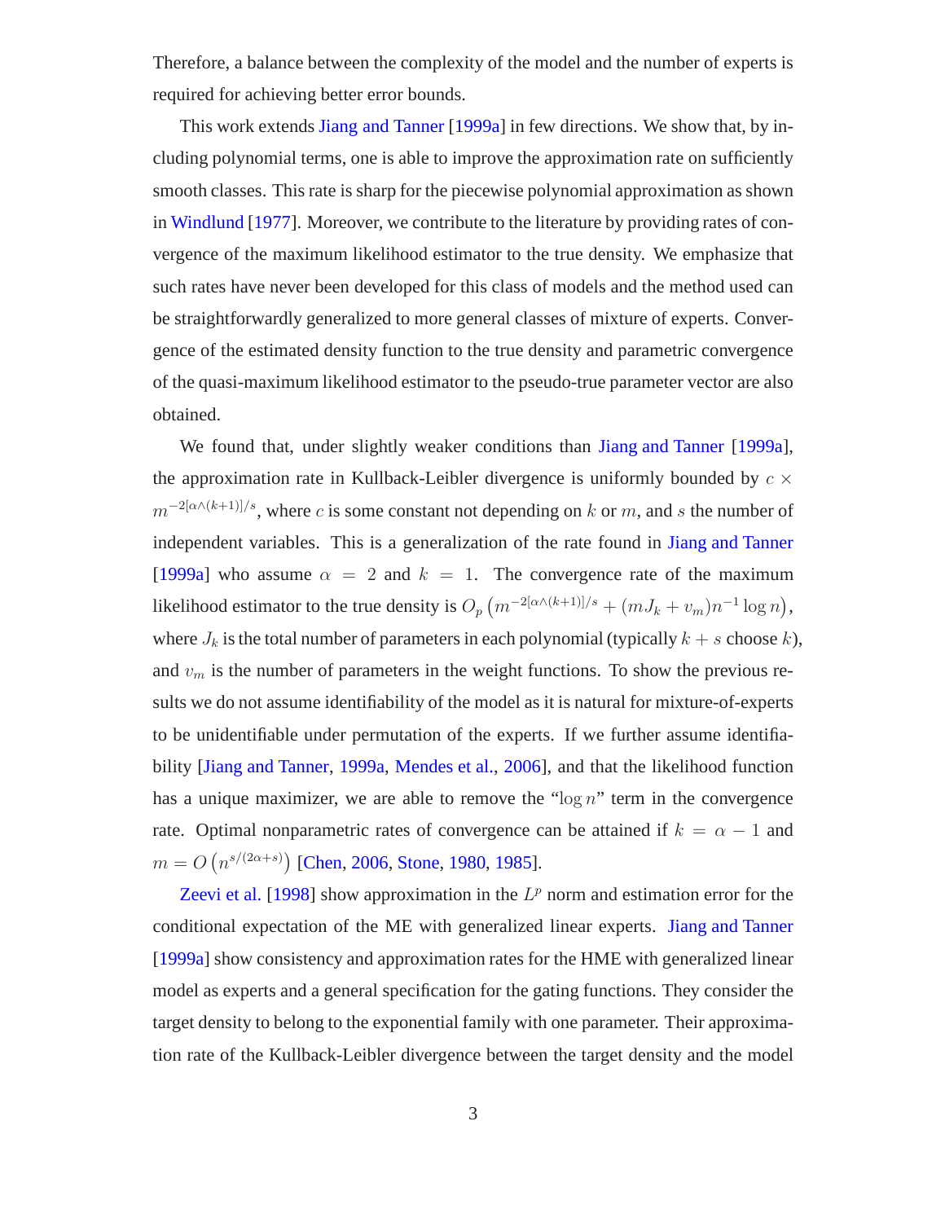Therefore, a balance between the complexity of the model and the number of experts is required for achieving better error bounds.

This work extends Jiang and Tanner [1999a] in few directions. We show that, by including polynomial terms, one is able to improve the approximation rate on sufficiently smooth classes. This rate is sharp for the piecewise polynomial approximation as shown in Windlund [1977]. Moreover, we contribute to the literature by providing rates of convergence of the maximum likelihood estimator to the true density. We emphasize that such rates have never been developed for this class of models and the method used can be straightforwardly generalized to more general classes of mixture of experts. Convergence of the estimated density function to the true density and parametric convergence of the quasi-maximum likelihood estimator to the pseudo-true parameter vector are also obtained.

We found that, under slightly weaker conditions than Jiang and Tanner [1999a], the approximation rate in Kullback-Leibler divergence is uniformly bounded by $c \times m^{-2[\alpha \wedge (k+1)]/s}$, where $c$ is some constant not depending on $k$ or $m$, and $s$ the number of independent variables. This is a generalization of the rate found in Jiang and Tanner [1999a] who assume $\alpha = 2$ and $k = 1$. The convergence rate of the maximum likelihood estimator to the true density is $O_p\left(m^{-2[\alpha \wedge (k+1)]/s} + (mJ_k + v_m)n^{-1}\log n\right)$, where $J_k$ is the total number of parameters in each polynomial (typically $k+s$ choose $k$), and $v_m$ is the number of parameters in the weight functions. To show the previous results we do not assume identifiability of the model as it is natural for mixture-of-experts to be unidentifiable under permutation of the experts. If we further assume identifiability [Jiang and Tanner, 1999a, Mendes et al., 2006], and that the likelihood function has a unique maximizer, we are able to remove the "$\log n$" term in the convergence rate. Optimal nonparametric rates of convergence can be attained if $k = \alpha - 1$ and $m = O\left(n^{s/(2\alpha+s)}\right)$ [Chen, 2006, Stone, 1980, 1985].

Zeevi et al. [1998] show approximation in the $L^p$ norm and estimation error for the conditional expectation of the ME with generalized linear experts. Jiang and Tanner [1999a] show consistency and approximation rates for the HME with generalized linear model as experts and a general specification for the gating functions. They consider the target density to belong to the exponential family with one parameter. Their approximation rate of the Kullback-Leibler divergence between the target density and the model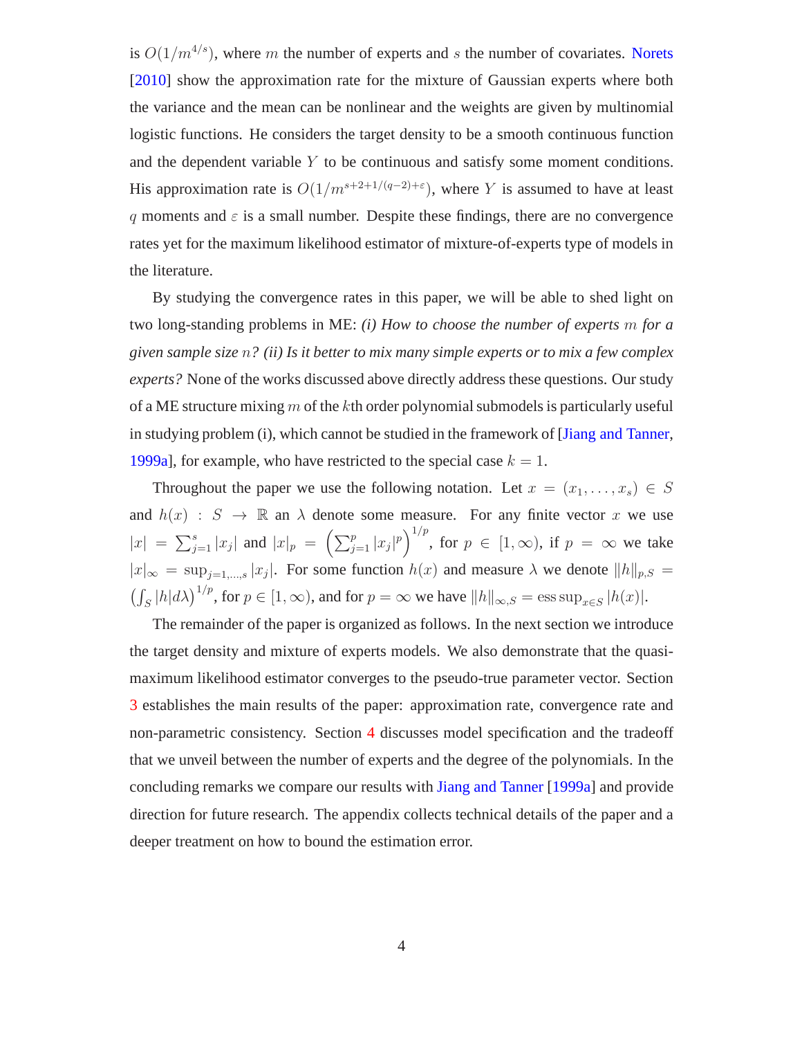is $O(1/m^{4/s})$, where $m$ the number of experts and $s$ the number of covariates. Norets [2010] show the approximation rate for the mixture of Gaussian experts where both the variance and the mean can be nonlinear and the weights are given by multinomial logistic functions. He considers the target density to be a smooth continuous function and the dependent variable $Y$ to be continuous and satisfy some moment conditions. His approximation rate is $O(1/m^{s+2+1/(q-2)+\varepsilon})$, where $Y$ is assumed to have at least $q$ moments and $\varepsilon$ is a small number. Despite these findings, there are no convergence rates yet for the maximum likelihood estimator of mixture-of-experts type of models in the literature.

By studying the convergence rates in this paper, we will be able to shed light on two long-standing problems in ME: *(i) How to choose the number of experts $m$ for a given sample size $n$? (ii) Is it better to mix many simple experts or to mix a few complex experts?* None of the works discussed above directly address these questions. Our study of a ME structure mixing $m$ of the $k$th order polynomial submodels is particularly useful in studying problem (i), which cannot be studied in the framework of [Jiang and Tanner, 1999a], for example, who have restricted to the special case $k = 1$.

Throughout the paper we use the following notation. Let $x = (x_1, \ldots, x_s) \in S$ and $h(x) : S \to \mathbb{R}$ an $\lambda$ denote some measure. For any finite vector $x$ we use $|x| = \sum_{j=1}^{s} |x_j|$ and $|x|_p = \left(\sum_{j=1}^{p} |x_j|^p\right)^{1/p}$, for $p \in [1, \infty)$, if $p = \infty$ we take $|x|_\infty = \sup_{j=1,\ldots,s} |x_j|$. For some function $h(x)$ and measure $\lambda$ we denote $\|h\|_{p,S} = \left(\int_S |h| d\lambda\right)^{1/p}$, for $p \in [1, \infty)$, and for $p = \infty$ we have $\|h\|_{\infty,S} = \operatorname{ess\,sup}_{x \in S} |h(x)|$.

The remainder of the paper is organized as follows. In the next section we introduce the target density and mixture of experts models. We also demonstrate that the quasi-maximum likelihood estimator converges to the pseudo-true parameter vector. Section 3 establishes the main results of the paper: approximation rate, convergence rate and non-parametric consistency. Section 4 discusses model specification and the tradeoff that we unveil between the number of experts and the degree of the polynomials. In the concluding remarks we compare our results with Jiang and Tanner [1999a] and provide direction for future research. The appendix collects technical details of the paper and a deeper treatment on how to bound the estimation error.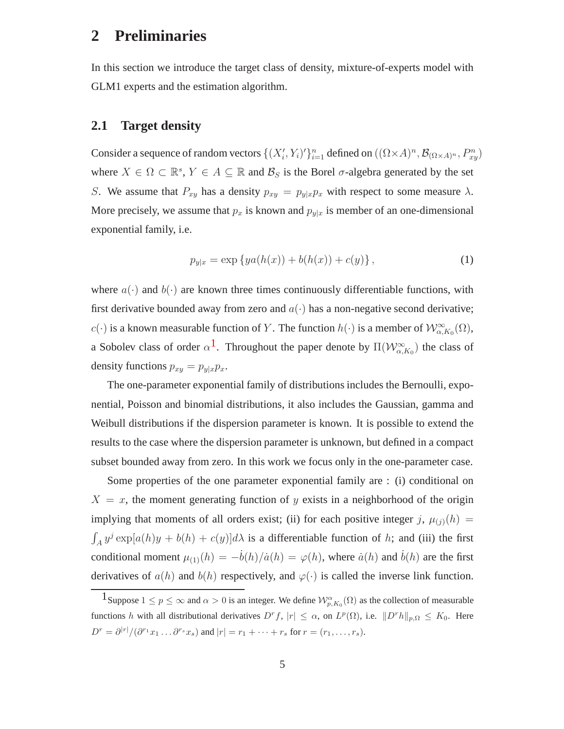# 2 Preliminaries

In this section we introduce the target class of density, mixture-of-experts model with GLM1 experts and the estimation algorithm.

## 2.1 Target density

Consider a sequence of random vectors $\{(X_i', Y_i)'\}_{i=1}^n$ defined on $((\Omega \times A)^n, \mathcal{B}_{(\Omega\times A)^n}, P_{xy}^n)$ where $X \in \Omega \subset \mathbb{R}^s$, $Y \in A \subseteq \mathbb{R}$ and $\mathcal{B}_S$ is the Borel $\sigma$-algebra generated by the set $S$. We assume that $P_{xy}$ has a density $p_{xy} = p_{y|x}p_x$ with respect to some measure $\lambda$. More precisely, we assume that $p_x$ is known and $p_{y|x}$ is member of an one-dimensional exponential family, i.e.

$$p_{y|x} = \exp\left\{ya(h(x)) + b(h(x)) + c(y)\right\}, \tag{1}$$

where $a(\cdot)$ and $b(\cdot)$ are known three times continuously differentiable functions, with first derivative bounded away from zero and $a(\cdot)$ has a non-negative second derivative; $c(\cdot)$ is a known measurable function of $Y$. The function $h(\cdot)$ is a member of $\mathcal{W}_{\alpha,K_0}^{\infty}(\Omega)$, a Sobolev class of order $\alpha$[1]. Throughout the paper denote by $\Pi(\mathcal{W}_{\alpha,K_0}^{\infty})$ the class of density functions $p_{xy} = p_{y|x}p_x$.

The one-parameter exponential family of distributions includes the Bernoulli, exponential, Poisson and binomial distributions, it also includes the Gaussian, gamma and Weibull distributions if the dispersion parameter is known. It is possible to extend the results to the case where the dispersion parameter is unknown, but defined in a compact subset bounded away from zero. In this work we focus only in the one-parameter case.

Some properties of the one parameter exponential family are : (i) conditional on $X = x$, the moment generating function of $y$ exists in a neighborhood of the origin implying that moments of all orders exist; (ii) for each positive integer $j$, $\mu_{(j)}(h) = \int_A y^j \exp[a(h)y + b(h) + c(y)]d\lambda$ is a differentiable function of $h$; and (iii) the first conditional moment $\mu_{(1)}(h) = -\dot{b}(h)/\dot{a}(h) = \varphi(h)$, where $\dot{a}(h)$ and $\dot{b}(h)$ are the first derivatives of $a(h)$ and $b(h)$ respectively, and $\varphi(\cdot)$ is called the inverse link function.

---

[1] Suppose $1 \leq p \leq \infty$ and $\alpha > 0$ is an integer. We define $\mathcal{W}_{p,K_0}^{\alpha}(\Omega)$ as the collection of measurable functions $h$ with all distributional derivatives $D^r f$, $|r| \leq \alpha$, on $L^p(\Omega)$, i.e. $\|D^r h\|_{p,\Omega} \leq K_0$. Here $D^r = \partial^{|r|}/(\partial^{r_1}x_1 \ldots \partial^{r_s}x_s)$ and $|r| = r_1 + \cdots + r_s$ for $r = (r_1, \ldots, r_s)$.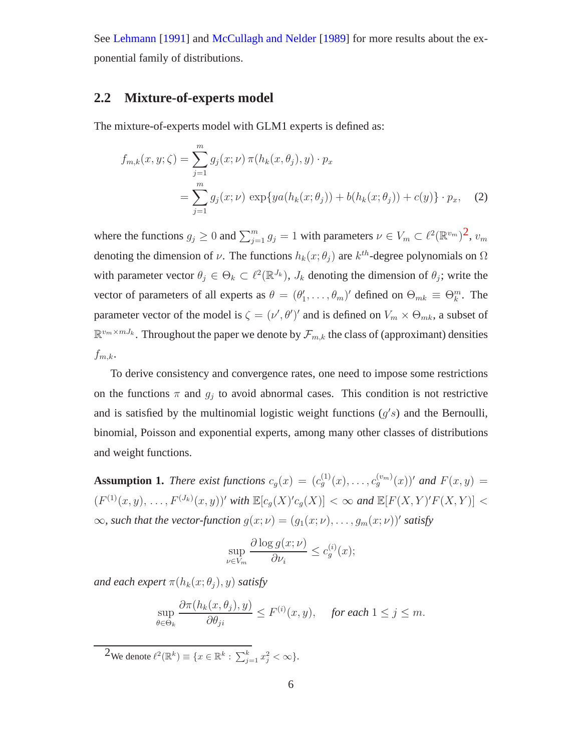See Lehmann [1991] and McCullagh and Nelder [1989] for more results about the exponential family of distributions.

## 2.2 Mixture-of-experts model

The mixture-of-experts model with GLM1 experts is defined as:

$$
\begin{aligned}
f_{m,k}(x, y; \zeta) &= \sum_{j=1}^{m} g_j(x; \nu)\, \pi(h_k(x, \theta_j), y) \cdot p_x \\
&= \sum_{j=1}^{m} g_j(x; \nu)\, \exp\{y a(h_k(x; \theta_j)) + b(h_k(x; \theta_j)) + c(y)\} \cdot p_x, \qquad (2)
\end{aligned}
$$

where the functions $g_j \geq 0$ and $\sum_{j=1}^{m} g_j = 1$ with parameters $\nu \in V_m \subset \ell^2(\mathbb{R}^{v_m})$[2], $v_m$ denoting the dimension of $\nu$. The functions $h_k(x; \theta_j)$ are $k^{th}$-degree polynomials on $\Omega$ with parameter vector $\theta_j \in \Theta_k \subset \ell^2(\mathbb{R}^{J_k})$, $J_k$ denoting the dimension of $\theta_j$; write the vector of parameters of all experts as $\theta = (\theta_1', \ldots, \theta_m)'$ defined on $\Theta_{mk} \equiv \Theta_k^m$. The parameter vector of the model is $\zeta = (\nu', \theta')'$ and is defined on $V_m \times \Theta_{mk}$, a subset of $\mathbb{R}^{v_m \times mJ_k}$. Throughout the paper we denote by $\mathcal{F}_{m,k}$ the class of (approximant) densities $f_{m,k}$.

To derive consistency and convergence rates, one need to impose some restrictions on the functions $\pi$ and $g_j$ to avoid abnormal cases. This condition is not restrictive and is satisfied by the multinomial logistic weight functions ($g's$) and the Bernoulli, binomial, Poisson and exponential experts, among many other classes of distributions and weight functions.

**Assumption 1.** *There exist functions $c_g(x) = (c_g^{(1)}(x), \ldots, c_g^{(v_m)}(x))'$ and $F(x, y) = (F^{(1)}(x, y), \ldots, F^{(J_k)}(x, y))'$ with $\mathbb{E}[c_g(X)'c_g(X)] < \infty$ and $\mathbb{E}[F(X, Y)'F(X, Y)] < \infty$, such that the vector-function $g(x; \nu) = (g_1(x; \nu), \ldots, g_m(x; \nu))'$ satisfy*

$$
\sup_{\nu \in V_m} \frac{\partial \log g(x; \nu)}{\partial \nu_i} \leq c_g^{(i)}(x);
$$

*and each expert $\pi(h_k(x; \theta_j), y)$ satisfy*

$$
\sup_{\theta \in \Theta_k} \frac{\partial \pi(h_k(x, \theta_j), y)}{\partial \theta_{ji}} \leq F^{(i)}(x, y), \qquad \text{for each } 1 \leq j \leq m.
$$

[2] We denote $\ell^2(\mathbb{R}^k) \equiv \{x \in \mathbb{R}^k : \sum_{j=1}^{k} x_j^2 < \infty\}$.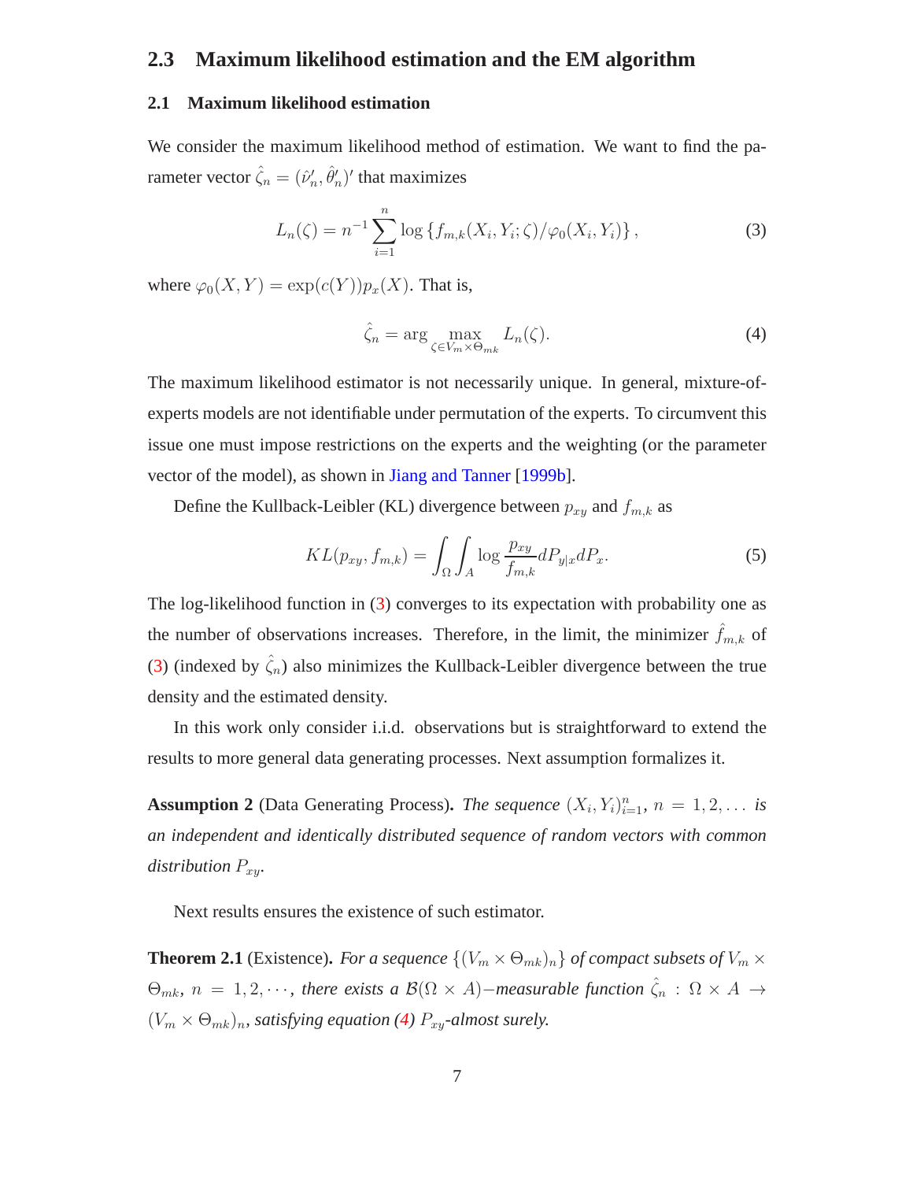## 2.3 Maximum likelihood estimation and the EM algorithm

### 2.1 Maximum likelihood estimation

We consider the maximum likelihood method of estimation. We want to find the parameter vector $\hat{\zeta}_n = (\hat{\nu}'_n, \hat{\theta}'_n)'$ that maximizes

$$L_n(\zeta) = n^{-1} \sum_{i=1}^{n} \log \left\{ f_{m,k}(X_i, Y_i; \zeta) / \varphi_0(X_i, Y_i) \right\}, \tag{3}$$

where $\varphi_0(X, Y) = \exp(c(Y)) p_x(X)$. That is,

$$\hat{\zeta}_n = \arg \max_{\zeta \in V_m \times \Theta_{mk}} L_n(\zeta). \tag{4}$$

The maximum likelihood estimator is not necessarily unique. In general, mixture-of-experts models are not identifiable under permutation of the experts. To circumvent this issue one must impose restrictions on the experts and the weighting (or the parameter vector of the model), as shown in Jiang and Tanner [1999b].

Define the Kullback-Leibler (KL) divergence between $p_{xy}$ and $f_{m,k}$ as

$$KL(p_{xy}, f_{m,k}) = \int_{\Omega} \int_{A} \log \frac{p_{xy}}{f_{m,k}} dP_{y|x} dP_x. \tag{5}$$

The log-likelihood function in (3) converges to its expectation with probability one as the number of observations increases. Therefore, in the limit, the minimizer $\hat{f}_{m,k}$ of (3) (indexed by $\hat{\zeta}_n$) also minimizes the Kullback-Leibler divergence between the true density and the estimated density.

In this work only consider i.i.d. observations but is straightforward to extend the results to more general data generating processes. Next assumption formalizes it.

**Assumption 2** (Data Generating Process). *The sequence $(X_i, Y_i)_{i=1}^n$, $n = 1, 2, \ldots$ is an independent and identically distributed sequence of random vectors with common distribution $P_{xy}$.*

Next results ensures the existence of such estimator.

**Theorem 2.1** (Existence). *For a sequence $\{(V_m \times \Theta_{mk})_n\}$ of compact subsets of $V_m \times \Theta_{mk}$, $n = 1, 2, \cdots$, there exists a $\mathcal{B}(\Omega \times A)-$measurable function $\hat{\zeta}_n : \Omega \times A \to (V_m \times \Theta_{mk})_n$, satisfying equation (4) $P_{xy}$-almost surely.*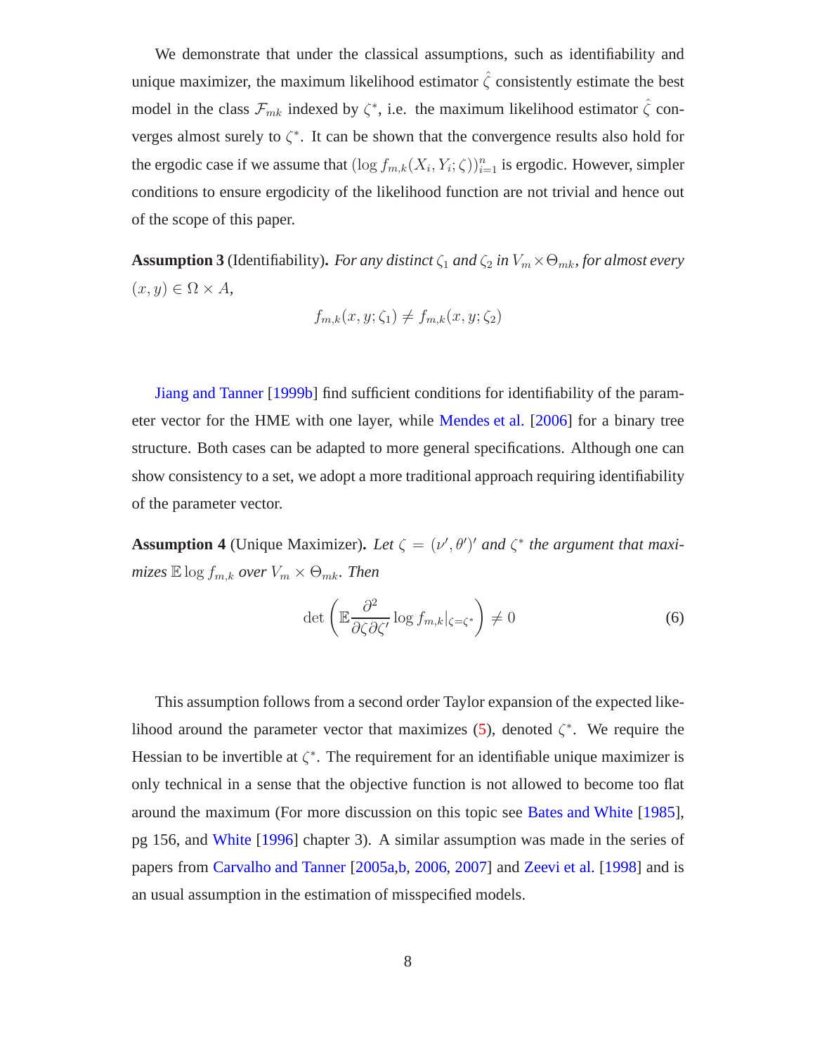We demonstrate that under the classical assumptions, such as identifiability and unique maximizer, the maximum likelihood estimator $\hat{\zeta}$ consistently estimate the best model in the class $\mathcal{F}_{mk}$ indexed by $\zeta^*$, i.e. the maximum likelihood estimator $\hat{\zeta}$ converges almost surely to $\zeta^*$. It can be shown that the convergence results also hold for the ergodic case if we assume that $(\log f_{m,k}(X_i, Y_i; \zeta))_{i=1}^n$ is ergodic. However, simpler conditions to ensure ergodicity of the likelihood function are not trivial and hence out of the scope of this paper.

**Assumption 3** (Identifiability). *For any distinct $\zeta_1$ and $\zeta_2$ in $V_m \times \Theta_{mk}$, for almost every $(x, y) \in \Omega \times A$,*

$$f_{m,k}(x, y; \zeta_1) \neq f_{m,k}(x, y; \zeta_2)$$

Jiang and Tanner [1999b] find sufficient conditions for identifiability of the parameter vector for the HME with one layer, while Mendes et al. [2006] for a binary tree structure. Both cases can be adapted to more general specifications. Although one can show consistency to a set, we adopt a more traditional approach requiring identifiability of the parameter vector.

**Assumption 4** (Unique Maximizer). *Let $\zeta = (\nu', \theta')'$ and $\zeta^*$ the argument that maximizes $\mathbb{E} \log f_{m,k}$ over $V_m \times \Theta_{mk}$. Then*

$$\det \left( \mathbb{E} \frac{\partial^2}{\partial \zeta \partial \zeta'} \log f_{m,k}|_{\zeta = \zeta^*} \right) \neq 0 \tag{6}$$

This assumption follows from a second order Taylor expansion of the expected likelihood around the parameter vector that maximizes (5), denoted $\zeta^*$. We require the Hessian to be invertible at $\zeta^*$. The requirement for an identifiable unique maximizer is only technical in a sense that the objective function is not allowed to become too flat around the maximum (For more discussion on this topic see Bates and White [1985], pg 156, and White [1996] chapter 3). A similar assumption was made in the series of papers from Carvalho and Tanner [2005a,b, 2006, 2007] and Zeevi et al. [1998] and is an usual assumption in the estimation of misspecified models.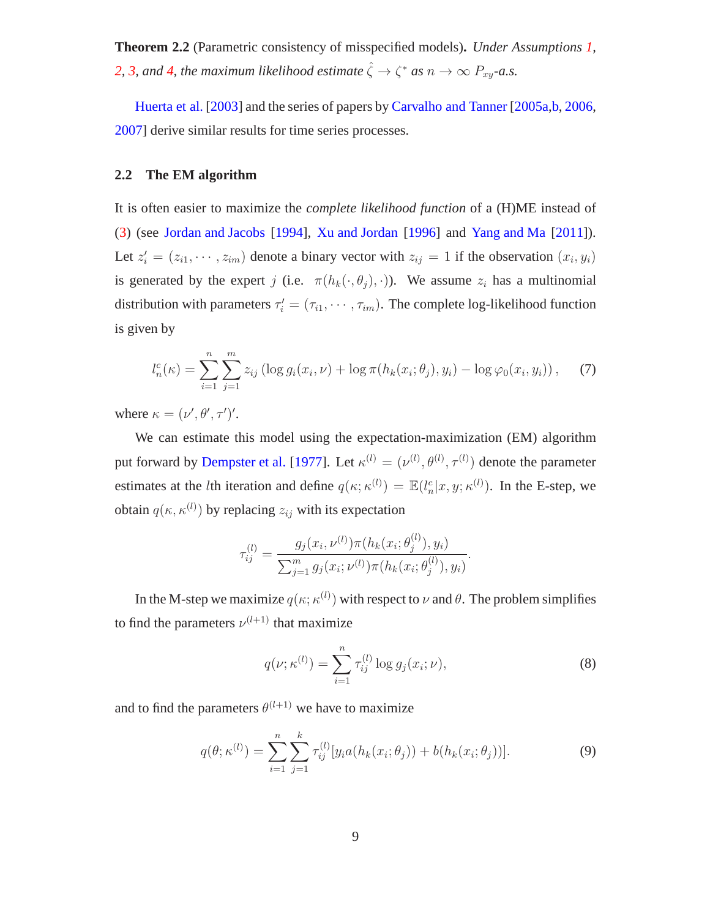**Theorem 2.2** (Parametric consistency of misspecified models)**.** *Under Assumptions 1, 2, 3, and 4, the maximum likelihood estimate $\hat{\zeta} \to \zeta^*$ as $n \to \infty$ $P_{xy}$-a.s.*

Huerta et al. [2003] and the series of papers by Carvalho and Tanner [2005a,b, 2006, 2007] derive similar results for time series processes.

### 2.2 The EM algorithm

It is often easier to maximize the *complete likelihood function* of a (H)ME instead of (3) (see Jordan and Jacobs [1994], Xu and Jordan [1996] and Yang and Ma [2011]). Let $z_i' = (z_{i1}, \cdots, z_{im})$ denote a binary vector with $z_{ij} = 1$ if the observation $(x_i, y_i)$ is generated by the expert $j$ (i.e. $\pi(h_k(\cdot, \theta_j), \cdot)$). We assume $z_i$ has a multinomial distribution with parameters $\tau_i' = (\tau_{i1}, \cdots, \tau_{im})$. The complete log-likelihood function is given by

$$l_n^c(\kappa) = \sum_{i=1}^{n} \sum_{j=1}^{m} z_{ij} \left( \log g_i(x_i, \nu) + \log \pi(h_k(x_i; \theta_j), y_i) - \log \varphi_0(x_i, y_i) \right), \tag{7}$$

where $\kappa = (\nu', \theta', \tau')'$.

We can estimate this model using the expectation-maximization (EM) algorithm put forward by Dempster et al. [1977]. Let $\kappa^{(l)} = (\nu^{(l)}, \theta^{(l)}, \tau^{(l)})$ denote the parameter estimates at the $l$th iteration and define $q(\kappa; \kappa^{(l)}) = \mathbb{E}(l_n^c | x, y; \kappa^{(l)})$. In the E-step, we obtain $q(\kappa, \kappa^{(l)})$ by replacing $z_{ij}$ with its expectation

$$\tau_{ij}^{(l)} = \frac{g_j(x_i, \nu^{(l)}) \pi(h_k(x_i; \theta_j^{(l)}), y_i)}{\sum_{j=1}^{m} g_j(x_i; \nu^{(l)}) \pi(h_k(x_i; \theta_j^{(l)}), y_i)}.$$

In the M-step we maximize $q(\kappa; \kappa^{(l)})$ with respect to $\nu$ and $\theta$. The problem simplifies to find the parameters $\nu^{(l+1)}$ that maximize

$$q(\nu; \kappa^{(l)}) = \sum_{i=1}^{n} \tau_{ij}^{(l)} \log g_j(x_i; \nu), \tag{8}$$

and to find the parameters $\theta^{(l+1)}$ we have to maximize

$$q(\theta; \kappa^{(l)}) = \sum_{i=1}^{n} \sum_{j=1}^{k} \tau_{ij}^{(l)} [y_i a(h_k(x_i; \theta_j)) + b(h_k(x_i; \theta_j))]. \tag{9}$$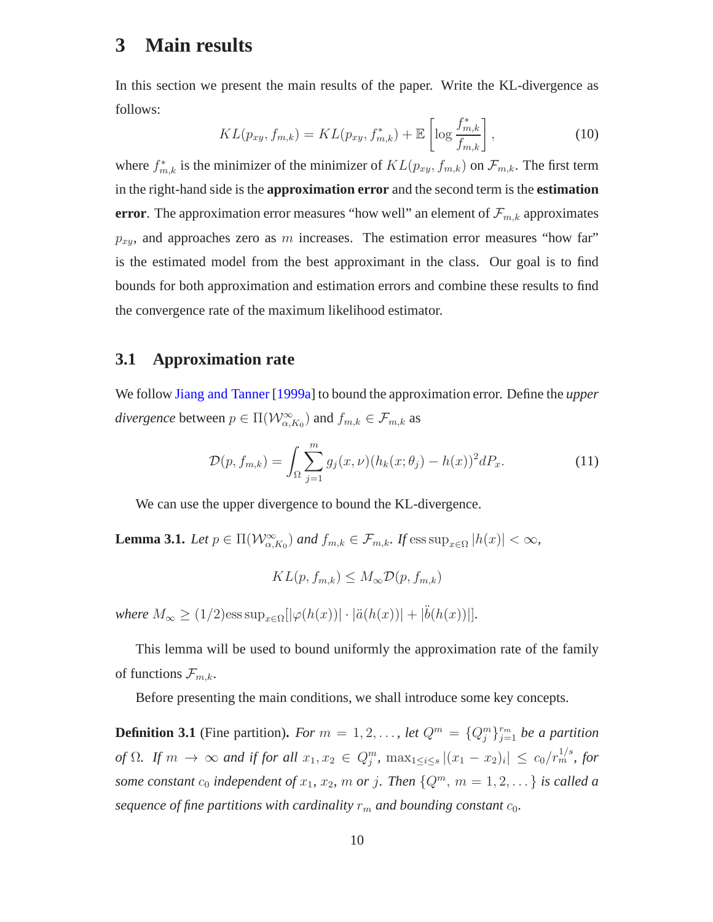# 3 Main results

In this section we present the main results of the paper. Write the KL-divergence as follows:

$$KL(p_{xy}, f_{m,k}) = KL(p_{xy}, f^*_{m,k}) + \mathbb{E}\left[\log \frac{f^*_{m,k}}{f_{m,k}}\right], \tag{10}$$

where $f^*_{m,k}$ is the minimizer of the minimizer of $KL(p_{xy}, f_{m,k})$ on $\mathcal{F}_{m,k}$. The first term in the right-hand side is the **approximation error** and the second term is the **estimation error**. The approximation error measures "how well" an element of $\mathcal{F}_{m,k}$ approximates $p_{xy}$, and approaches zero as $m$ increases. The estimation error measures "how far" is the estimated model from the best approximant in the class. Our goal is to find bounds for both approximation and estimation errors and combine these results to find the convergence rate of the maximum likelihood estimator.

## 3.1 Approximation rate

We follow Jiang and Tanner [1999a] to bound the approximation error. Define the *upper divergence* between $p \in \Pi(\mathcal{W}^{\infty}_{\alpha,K_0})$ and $f_{m,k} \in \mathcal{F}_{m,k}$ as

$$\mathcal{D}(p, f_{m,k}) = \int_{\Omega} \sum_{j=1}^{m} g_j(x,\nu)(h_k(x;\theta_j) - h(x))^2 dP_x. \tag{11}$$

We can use the upper divergence to bound the KL-divergence.

**Lemma 3.1.** *Let $p \in \Pi(\mathcal{W}^{\infty}_{\alpha,K_0})$ and $f_{m,k} \in \mathcal{F}_{m,k}$. If $\operatorname{ess\,sup}_{x\in\Omega} |h(x)| < \infty$,*

$$KL(p, f_{m,k}) \leq M_{\infty}\mathcal{D}(p, f_{m,k})$$

*where $M_{\infty} \geq (1/2)\operatorname{ess\,sup}_{x\in\Omega}[|\varphi(h(x))| \cdot |\ddot{a}(h(x))| + |\ddot{b}(h(x))|]$.*

This lemma will be used to bound uniformly the approximation rate of the family of functions $\mathcal{F}_{m,k}$.

Before presenting the main conditions, we shall introduce some key concepts.

**Definition 3.1** (Fine partition). *For $m = 1, 2, \ldots$, let $Q^m = \{Q^m_j\}_{j=1}^{r_m}$ be a partition of $\Omega$. If $m \to \infty$ and if for all $x_1, x_2 \in Q^m_j$, $\max_{1\leq i\leq s} |(x_1 - x_2)_i| \leq c_0/r_m^{1/s}$, for some constant $c_0$ independent of $x_1$, $x_2$, $m$ or $j$. Then $\{Q^m,\ m = 1, 2, \ldots\}$ is called a sequence of fine partitions with cardinality $r_m$ and bounding constant $c_0$.*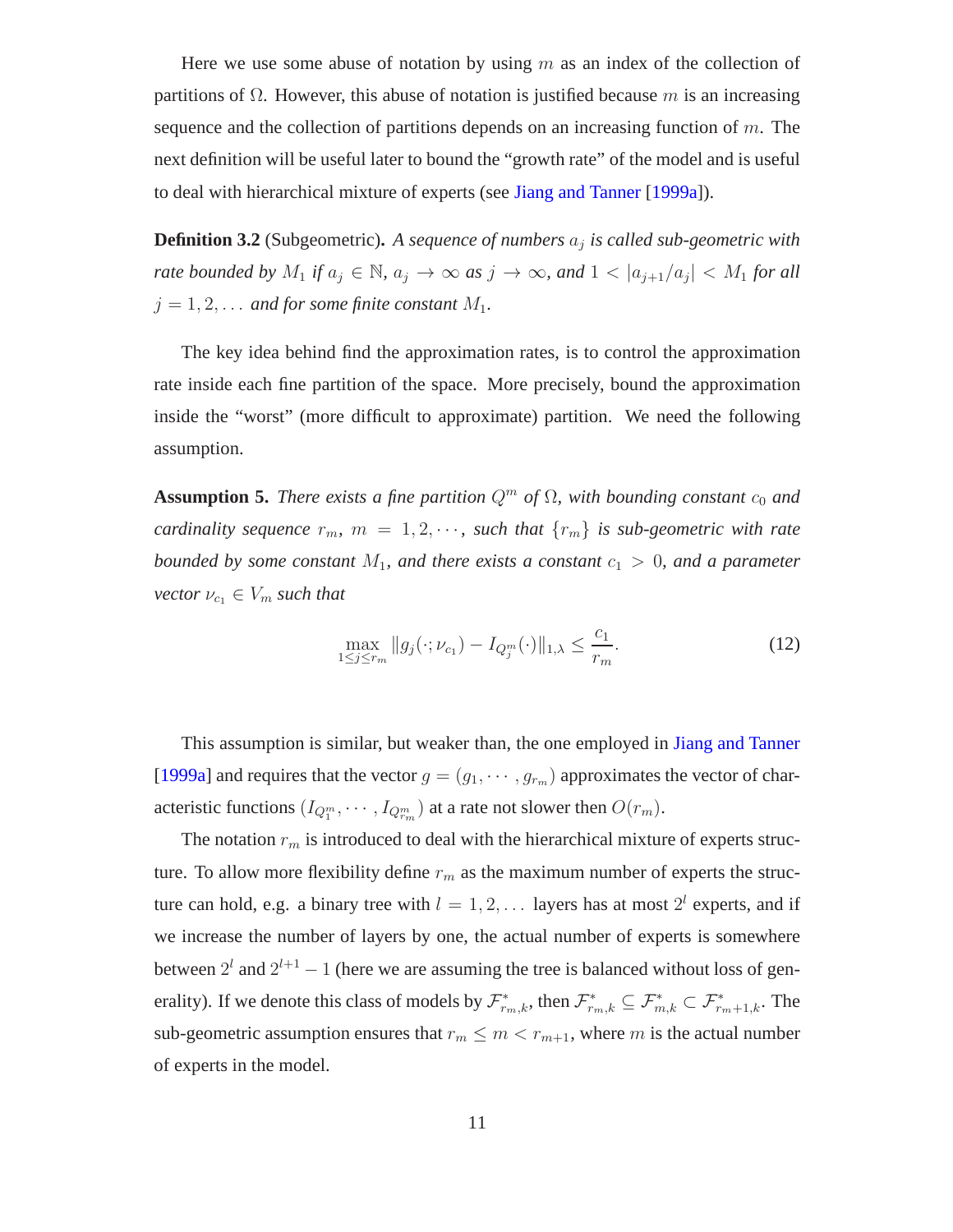Here we use some abuse of notation by using $m$ as an index of the collection of partitions of $\Omega$. However, this abuse of notation is justified because $m$ is an increasing sequence and the collection of partitions depends on an increasing function of $m$. The next definition will be useful later to bound the "growth rate" of the model and is useful to deal with hierarchical mixture of experts (see Jiang and Tanner [1999a]).

**Definition 3.2** (Subgeometric)**.** *A sequence of numbers $a_j$ is called sub-geometric with rate bounded by $M_1$ if $a_j \in \mathbb{N}$, $a_j \to \infty$ as $j \to \infty$, and $1 < |a_{j+1}/a_j| < M_1$ for all $j = 1, 2, \ldots$ and for some finite constant $M_1$.*

The key idea behind find the approximation rates, is to control the approximation rate inside each fine partition of the space. More precisely, bound the approximation inside the "worst" (more difficult to approximate) partition. We need the following assumption.

**Assumption 5.** *There exists a fine partition $Q^m$ of $\Omega$, with bounding constant $c_0$ and cardinality sequence $r_m$, $m = 1, 2, \cdots$, such that $\{r_m\}$ is sub-geometric with rate bounded by some constant $M_1$, and there exists a constant $c_1 > 0$, and a parameter vector $\nu_{c_1} \in V_m$ such that*

$$\max_{1 \le j \le r_m} \| g_j(\cdot; \nu_{c_1}) - I_{Q_j^m}(\cdot) \|_{1,\lambda} \le \frac{c_1}{r_m}. \tag{12}$$

This assumption is similar, but weaker than, the one employed in Jiang and Tanner [1999a] and requires that the vector $g = (g_1, \cdots, g_{r_m})$ approximates the vector of characteristic functions $(I_{Q_1^m}, \cdots, I_{Q_{r_m}^m})$ at a rate not slower then $O(r_m)$.

The notation $r_m$ is introduced to deal with the hierarchical mixture of experts structure. To allow more flexibility define $r_m$ as the maximum number of experts the structure can hold, e.g. a binary tree with $l = 1, 2, \ldots$ layers has at most $2^l$ experts, and if we increase the number of layers by one, the actual number of experts is somewhere between $2^l$ and $2^{l+1} - 1$ (here we are assuming the tree is balanced without loss of generality). If we denote this class of models by $\mathcal{F}^*_{r_m,k}$, then $\mathcal{F}^*_{r_m,k} \subseteq \mathcal{F}^*_{m,k} \subset \mathcal{F}^*_{r_m+1,k}$. The sub-geometric assumption ensures that $r_m \le m < r_{m+1}$, where $m$ is the actual number of experts in the model.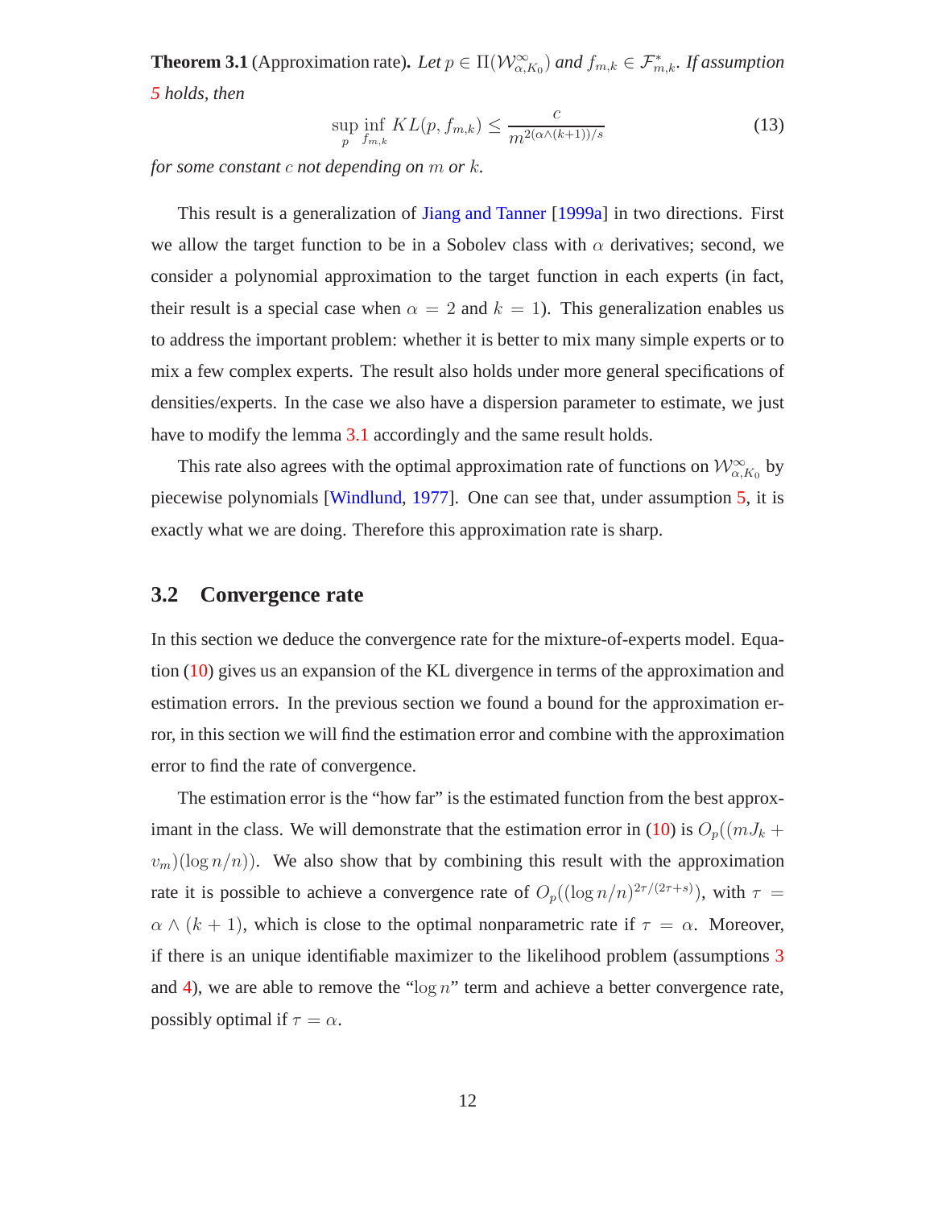**Theorem 3.1** (Approximation rate). *Let $p \in \Pi(\mathcal{W}^{\infty}_{\alpha,K_0})$ and $f_{m,k} \in \mathcal{F}^*_{m,k}$. If assumption 5 holds, then*

$$\sup_{p} \inf_{f_{m,k}} KL(p, f_{m,k}) \leq \frac{c}{m^{2(\alpha \wedge (k+1))/s}} \tag{13}$$

*for some constant $c$ not depending on $m$ or $k$.*

This result is a generalization of Jiang and Tanner [1999a] in two directions. First we allow the target function to be in a Sobolev class with $\alpha$ derivatives; second, we consider a polynomial approximation to the target function in each experts (in fact, their result is a special case when $\alpha = 2$ and $k = 1$). This generalization enables us to address the important problem: whether it is better to mix many simple experts or to mix a few complex experts. The result also holds under more general specifications of densities/experts. In the case we also have a dispersion parameter to estimate, we just have to modify the lemma 3.1 accordingly and the same result holds.

This rate also agrees with the optimal approximation rate of functions on $\mathcal{W}^{\infty}_{\alpha,K_0}$ by piecewise polynomials [Windlund, 1977]. One can see that, under assumption 5, it is exactly what we are doing. Therefore this approximation rate is sharp.

## 3.2 Convergence rate

In this section we deduce the convergence rate for the mixture-of-experts model. Equation (10) gives us an expansion of the KL divergence in terms of the approximation and estimation errors. In the previous section we found a bound for the approximation error, in this section we will find the estimation error and combine with the approximation error to find the rate of convergence.

The estimation error is the "how far" is the estimated function from the best approximant in the class. We will demonstrate that the estimation error in (10) is $O_p((mJ_k + v_m)(\log n/n))$. We also show that by combining this result with the approximation rate it is possible to achieve a convergence rate of $O_p((\log n/n)^{2\tau/(2\tau+s)})$, with $\tau = \alpha \wedge (k+1)$, which is close to the optimal nonparametric rate if $\tau = \alpha$. Moreover, if there is an unique identifiable maximizer to the likelihood problem (assumptions 3 and 4), we are able to remove the "$\log n$" term and achieve a better convergence rate, possibly optimal if $\tau = \alpha$.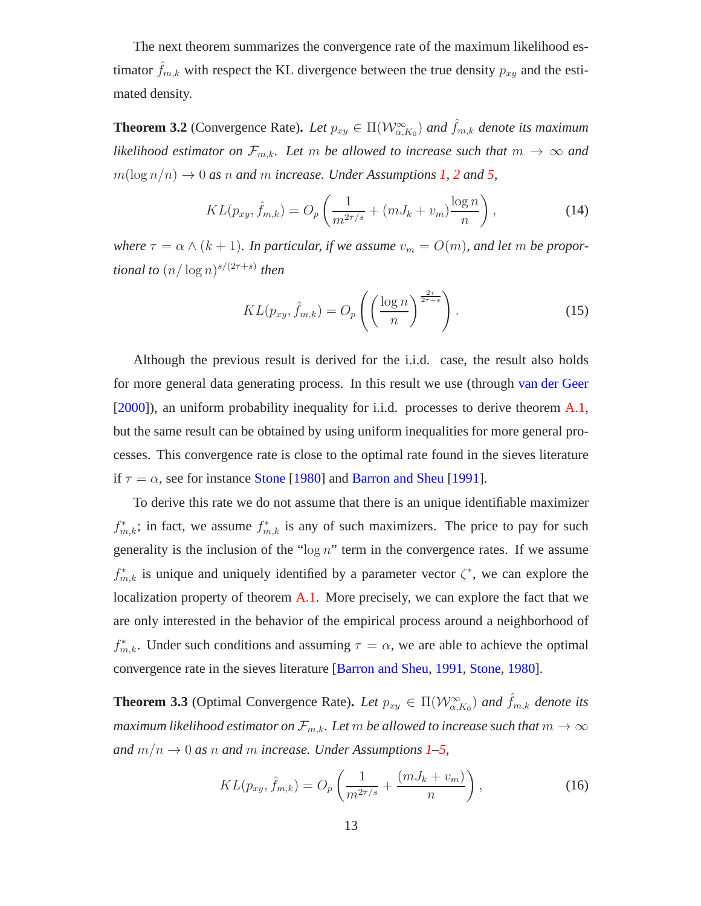The next theorem summarizes the convergence rate of the maximum likelihood estimator $\hat{f}_{m,k}$ with respect the KL divergence between the true density $p_{xy}$ and the estimated density.

**Theorem 3.2** (Convergence Rate). *Let $p_{xy} \in \Pi(\mathcal{W}^{\infty}_{\alpha,K_0})$ and $\hat{f}_{m,k}$ denote its maximum likelihood estimator on $\mathcal{F}_{m,k}$. Let $m$ be allowed to increase such that $m \to \infty$ and $m(\log n/n) \to 0$ as $n$ and $m$ increase. Under Assumptions 1, 2 and 5,*

$$KL(p_{xy}, \hat{f}_{m,k}) = O_p\left(\frac{1}{m^{2\tau/s}} + (mJ_k + v_m)\frac{\log n}{n}\right), \tag{14}$$

*where $\tau = \alpha \wedge (k+1)$. In particular, if we assume $v_m = O(m)$, and let $m$ be proportional to $(n/\log n)^{s/(2\tau+s)}$ then*

$$KL(p_{xy}, \hat{f}_{m,k}) = O_p\left(\left(\frac{\log n}{n}\right)^{\frac{2\tau}{2\tau+s}}\right). \tag{15}$$

Although the previous result is derived for the i.i.d. case, the result also holds for more general data generating process. In this result we use (through van der Geer [2000]), an uniform probability inequality for i.i.d. processes to derive theorem A.1, but the same result can be obtained by using uniform inequalities for more general processes. This convergence rate is close to the optimal rate found in the sieves literature if $\tau = \alpha$, see for instance Stone [1980] and Barron and Sheu [1991].

To derive this rate we do not assume that there is an unique identifiable maximizer $f^*_{m,k}$; in fact, we assume $f^*_{m,k}$ is any of such maximizers. The price to pay for such generality is the inclusion of the "$\log n$" term in the convergence rates. If we assume $f^*_{m,k}$ is unique and uniquely identified by a parameter vector $\zeta^*$, we can explore the localization property of theorem A.1. More precisely, we can explore the fact that we are only interested in the behavior of the empirical process around a neighborhood of $f^*_{m,k}$. Under such conditions and assuming $\tau = \alpha$, we are able to achieve the optimal convergence rate in the sieves literature [Barron and Sheu, 1991, Stone, 1980].

**Theorem 3.3** (Optimal Convergence Rate). *Let $p_{xy} \in \Pi(\mathcal{W}^{\infty}_{\alpha,K_0})$ and $\hat{f}_{m,k}$ denote its maximum likelihood estimator on $\mathcal{F}_{m,k}$. Let $m$ be allowed to increase such that $m \to \infty$ and $m/n \to 0$ as $n$ and $m$ increase. Under Assumptions 1–5,*

$$KL(p_{xy}, \hat{f}_{m,k}) = O_p\left(\frac{1}{m^{2\tau/s}} + \frac{(mJ_k + v_m)}{n}\right), \tag{16}$$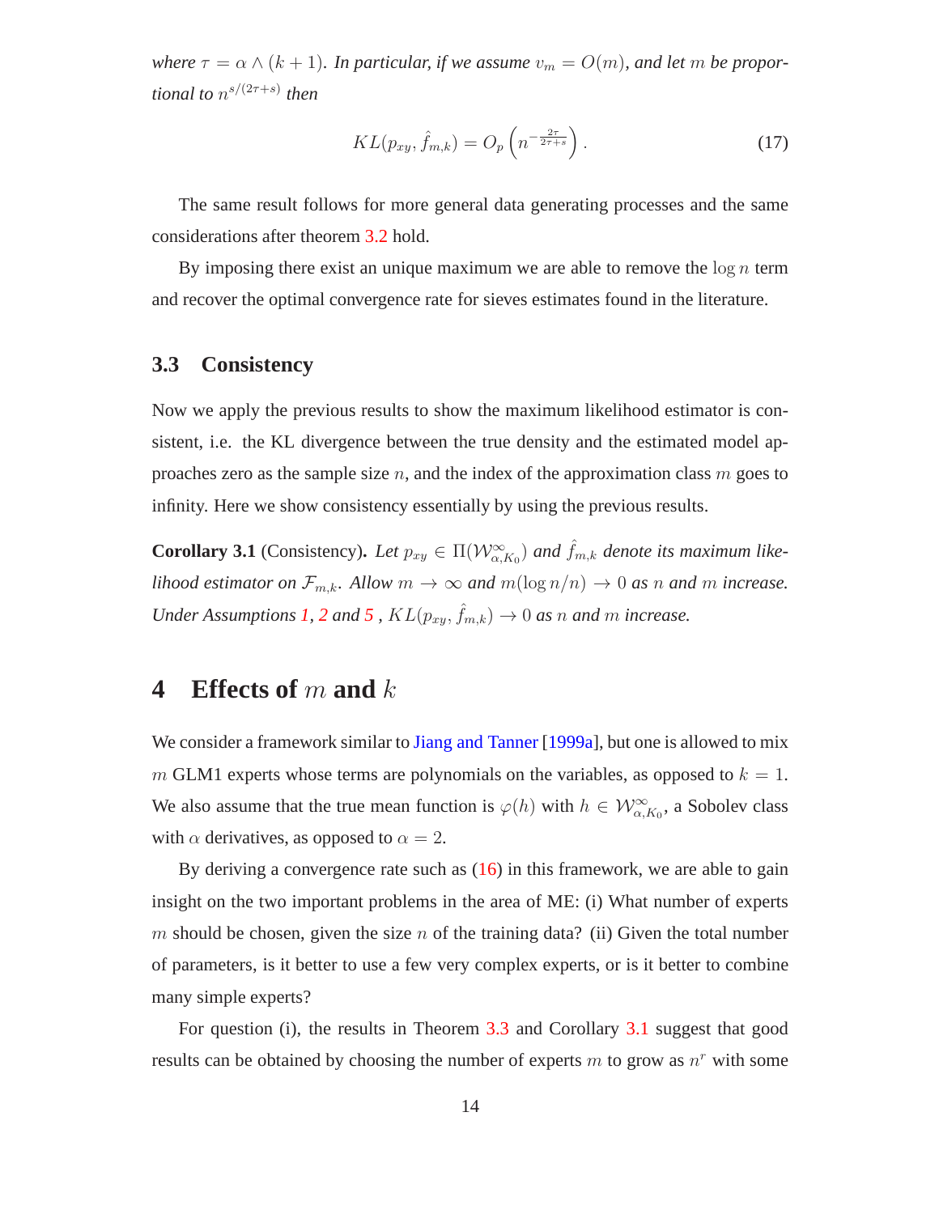*where $\tau = \alpha \wedge (k+1)$. In particular, if we assume $v_m = O(m)$, and let $m$ be proportional to $n^{s/(2\tau+s)}$ then*

$$KL(p_{xy}, \hat{f}_{m,k}) = O_p\left(n^{-\frac{2\tau}{2\tau+s}}\right). \tag{17}$$

The same result follows for more general data generating processes and the same considerations after theorem 3.2 hold.

By imposing there exist an unique maximum we are able to remove the $\log n$ term and recover the optimal convergence rate for sieves estimates found in the literature.

## 3.3 Consistency

Now we apply the previous results to show the maximum likelihood estimator is consistent, i.e. the KL divergence between the true density and the estimated model approaches zero as the sample size $n$, and the index of the approximation class $m$ goes to infinity. Here we show consistency essentially by using the previous results.

**Corollary 3.1** (Consistency). *Let $p_{xy} \in \Pi(\mathcal{W}^{\infty}_{\alpha,K_0})$ and $\hat{f}_{m,k}$ denote its maximum likelihood estimator on $\mathcal{F}_{m,k}$. Allow $m \to \infty$ and $m(\log n/n) \to 0$ as $n$ and $m$ increase. Under Assumptions 1, 2 and 5 , $KL(p_{xy}, \hat{f}_{m,k}) \to 0$ as $n$ and $m$ increase.*

# 4 Effects of $m$ and $k$

We consider a framework similar to Jiang and Tanner [1999a], but one is allowed to mix $m$ GLM1 experts whose terms are polynomials on the variables, as opposed to $k = 1$. We also assume that the true mean function is $\varphi(h)$ with $h \in \mathcal{W}^{\infty}_{\alpha,K_0}$, a Sobolev class with $\alpha$ derivatives, as opposed to $\alpha = 2$.

By deriving a convergence rate such as (16) in this framework, we are able to gain insight on the two important problems in the area of ME: (i) What number of experts $m$ should be chosen, given the size $n$ of the training data? (ii) Given the total number of parameters, is it better to use a few very complex experts, or is it better to combine many simple experts?

For question (i), the results in Theorem 3.3 and Corollary 3.1 suggest that good results can be obtained by choosing the number of experts $m$ to grow as $n^r$ with some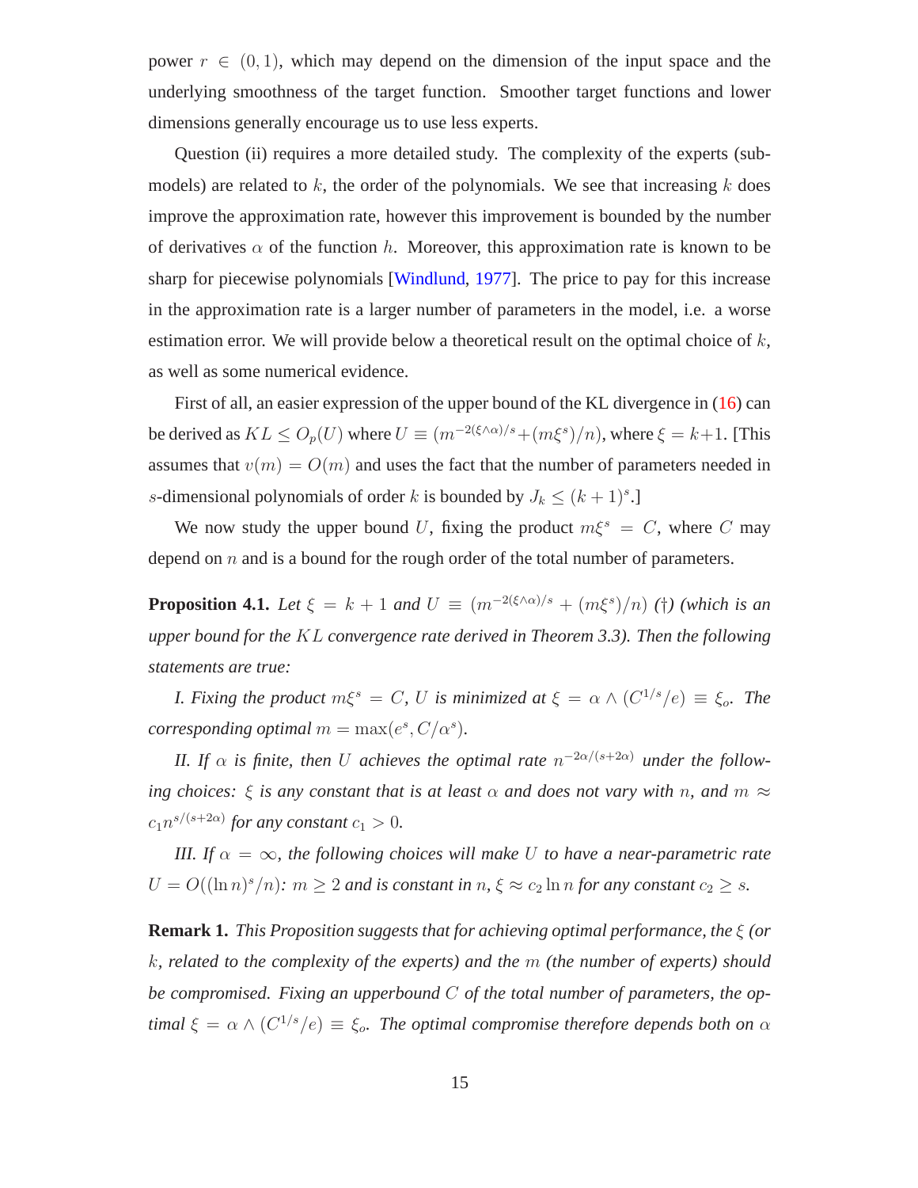power $r \in (0,1)$, which may depend on the dimension of the input space and the underlying smoothness of the target function. Smoother target functions and lower dimensions generally encourage us to use less experts.

Question (ii) requires a more detailed study. The complexity of the experts (sub-models) are related to $k$, the order of the polynomials. We see that increasing $k$ does improve the approximation rate, however this improvement is bounded by the number of derivatives $\alpha$ of the function $h$. Moreover, this approximation rate is known to be sharp for piecewise polynomials [Windlund, 1977]. The price to pay for this increase in the approximation rate is a larger number of parameters in the model, i.e. a worse estimation error. We will provide below a theoretical result on the optimal choice of $k$, as well as some numerical evidence.

First of all, an easier expression of the upper bound of the KL divergence in (16) can be derived as $KL \leq O_p(U)$ where $U \equiv (m^{-2(\xi \wedge \alpha)/s} + (m\xi^s)/n)$, where $\xi = k+1$. [This assumes that $v(m) = O(m)$ and uses the fact that the number of parameters needed in $s$-dimensional polynomials of order $k$ is bounded by $J_k \leq (k+1)^s$.]

We now study the upper bound $U$, fixing the product $m\xi^s = C$, where $C$ may depend on $n$ and is a bound for the rough order of the total number of parameters.

**Proposition 4.1.** *Let $\xi = k+1$ and $U \equiv (m^{-2(\xi \wedge \alpha)/s} + (m\xi^s)/n)$ (†) (which is an upper bound for the $KL$ convergence rate derived in Theorem 3.3). Then the following statements are true:*

*I. Fixing the product $m\xi^s = C$, $U$ is minimized at $\xi = \alpha \wedge (C^{1/s}/e) \equiv \xi_o$. The corresponding optimal $m = \max(e^s, C/\alpha^s)$.*

*II. If $\alpha$ is finite, then $U$ achieves the optimal rate $n^{-2\alpha/(s+2\alpha)}$ under the following choices: $\xi$ is any constant that is at least $\alpha$ and does not vary with $n$, and $m \approx c_1 n^{s/(s+2\alpha)}$ for any constant $c_1 > 0$.*

*III. If $\alpha = \infty$, the following choices will make $U$ to have a near-parametric rate $U = O((\ln n)^s/n)$: $m \geq 2$ and is constant in $n$, $\xi \approx c_2 \ln n$ for any constant $c_2 \geq s$.*

**Remark 1.** *This Proposition suggests that for achieving optimal performance, the $\xi$ (or $k$, related to the complexity of the experts) and the $m$ (the number of experts) should be compromised. Fixing an upperbound $C$ of the total number of parameters, the optimal $\xi = \alpha \wedge (C^{1/s}/e) \equiv \xi_o$. The optimal compromise therefore depends both on $\alpha$*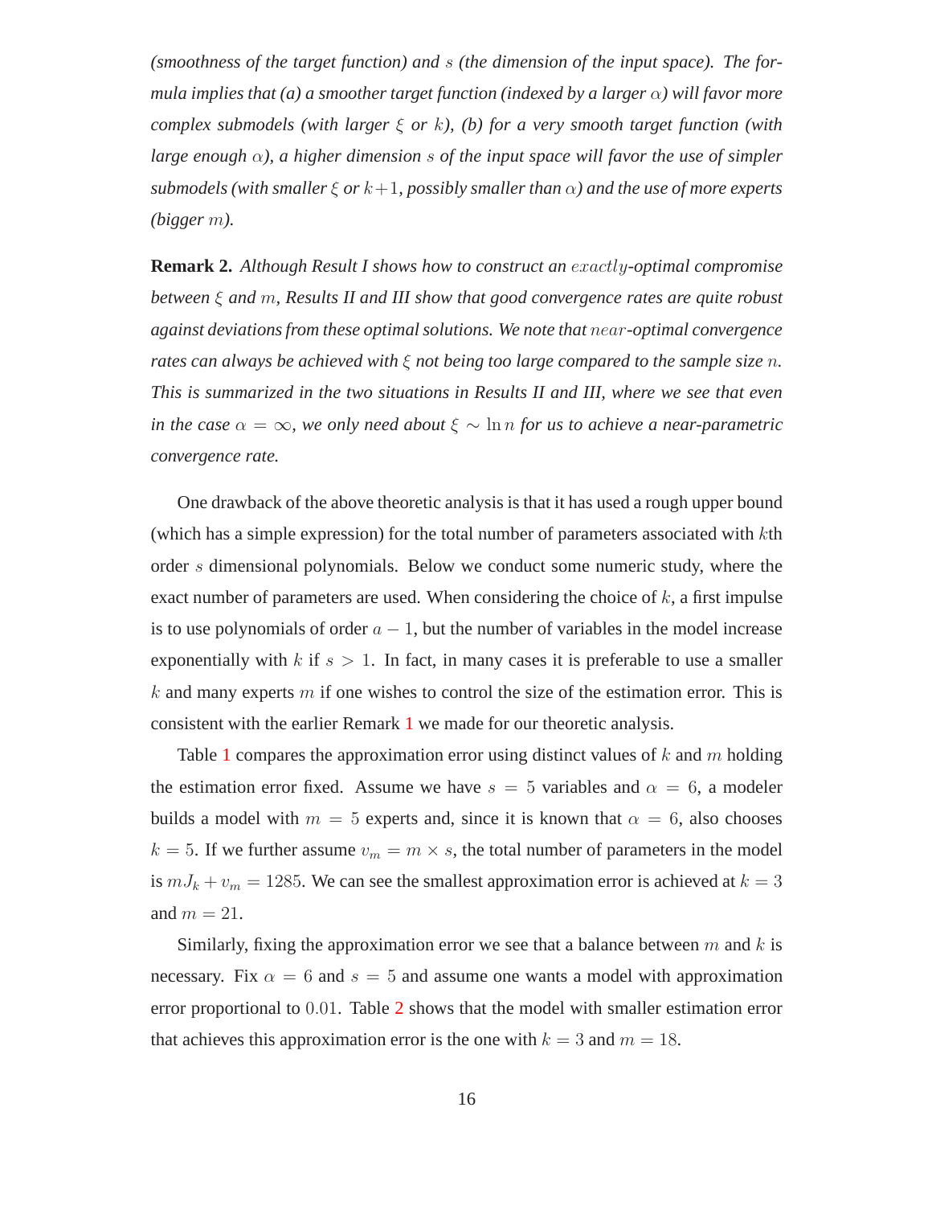*(smoothness of the target function) and $s$ (the dimension of the input space). The formula implies that (a) a smoother target function (indexed by a larger $\alpha$) will favor more complex submodels (with larger $\xi$ or $k$), (b) for a very smooth target function (with large enough $\alpha$), a higher dimension $s$ of the input space will favor the use of simpler submodels (with smaller $\xi$ or $k+1$, possibly smaller than $\alpha$) and the use of more experts (bigger $m$).*

**Remark 2.** *Although Result I shows how to construct an $exactly$-optimal compromise between $\xi$ and $m$, Results II and III show that good convergence rates are quite robust against deviations from these optimal solutions. We note that $near$-optimal convergence rates can always be achieved with $\xi$ not being too large compared to the sample size $n$. This is summarized in the two situations in Results II and III, where we see that even in the case $\alpha = \infty$, we only need about $\xi \sim \ln n$ for us to achieve a near-parametric convergence rate.*

One drawback of the above theoretic analysis is that it has used a rough upper bound (which has a simple expression) for the total number of parameters associated with $k$th order $s$ dimensional polynomials. Below we conduct some numeric study, where the exact number of parameters are used. When considering the choice of $k$, a first impulse is to use polynomials of order $a - 1$, but the number of variables in the model increase exponentially with $k$ if $s > 1$. In fact, in many cases it is preferable to use a smaller $k$ and many experts $m$ if one wishes to control the size of the estimation error. This is consistent with the earlier Remark 1 we made for our theoretic analysis.

Table 1 compares the approximation error using distinct values of $k$ and $m$ holding the estimation error fixed. Assume we have $s = 5$ variables and $\alpha = 6$, a modeler builds a model with $m = 5$ experts and, since it is known that $\alpha = 6$, also chooses $k = 5$. If we further assume $v_m = m \times s$, the total number of parameters in the model is $mJ_k + v_m = 1285$. We can see the smallest approximation error is achieved at $k = 3$ and $m = 21$.

Similarly, fixing the approximation error we see that a balance between $m$ and $k$ is necessary. Fix $\alpha = 6$ and $s = 5$ and assume one wants a model with approximation error proportional to $0.01$. Table 2 shows that the model with smaller estimation error that achieves this approximation error is the one with $k = 3$ and $m = 18$.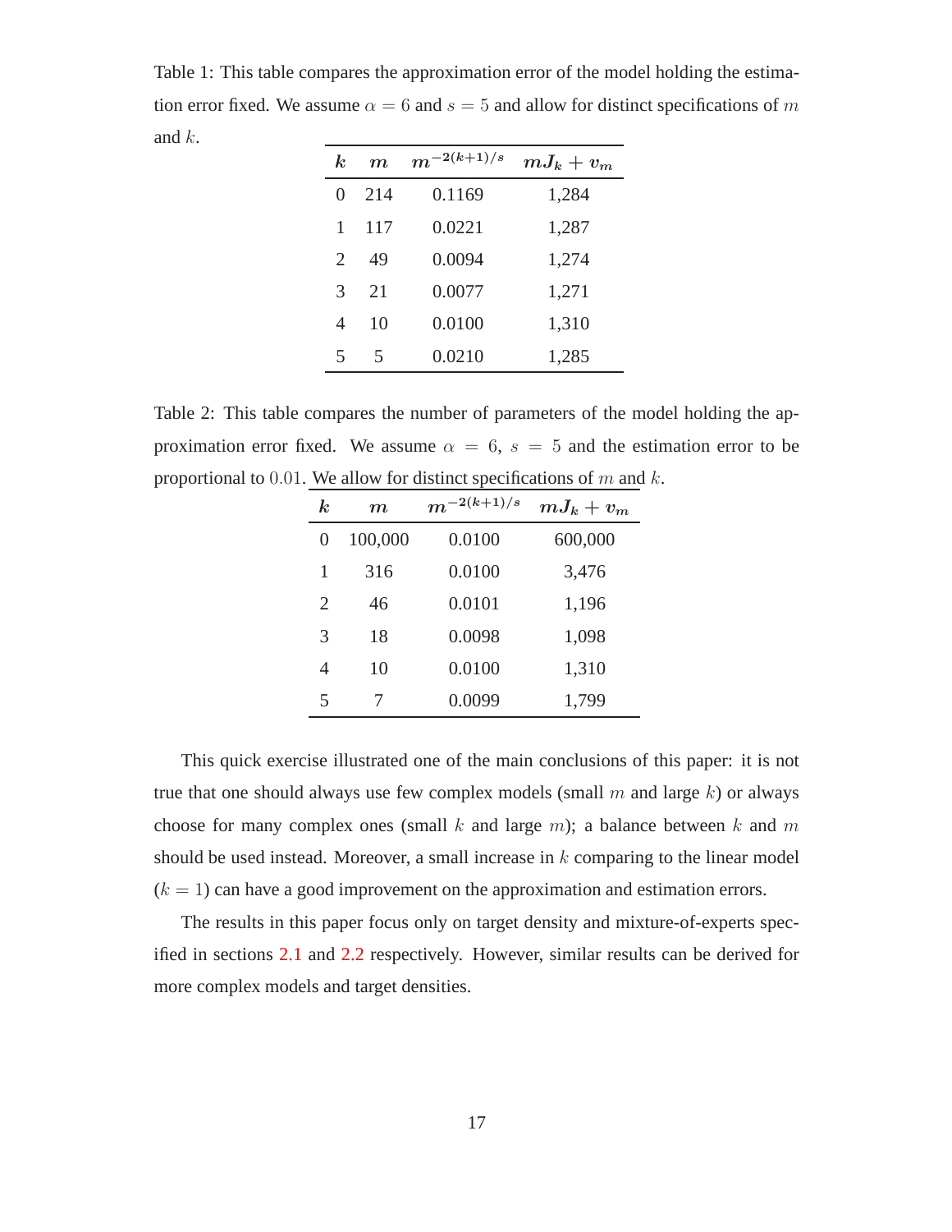Table 1: This table compares the approximation error of the model holding the estimation error fixed. We assume $\alpha = 6$ and $s = 5$ and allow for distinct specifications of $m$ and $k$.

| $k$ | $m$ | $m^{-2(k+1)/s}$ | $mJ_k + v_m$ |
|---|---|---|---|
| 0 | 214 | 0.1169 | 1,284 |
| 1 | 117 | 0.0221 | 1,287 |
| 2 | 49 | 0.0094 | 1,274 |
| 3 | 21 | 0.0077 | 1,271 |
| 4 | 10 | 0.0100 | 1,310 |
| 5 | 5 | 0.0210 | 1,285 |

Table 2: This table compares the number of parameters of the model holding the approximation error fixed. We assume $\alpha = 6$, $s = 5$ and the estimation error to be proportional to $0.01$. We allow for distinct specifications of $m$ and $k$.

| $k$ | $m$ | $m^{-2(k+1)/s}$ | $mJ_k + v_m$ |
|---|---|---|---|
| 0 | 100,000 | 0.0100 | 600,000 |
| 1 | 316 | 0.0100 | 3,476 |
| 2 | 46 | 0.0101 | 1,196 |
| 3 | 18 | 0.0098 | 1,098 |
| 4 | 10 | 0.0100 | 1,310 |
| 5 | 7 | 0.0099 | 1,799 |

This quick exercise illustrated one of the main conclusions of this paper: it is not true that one should always use few complex models (small $m$ and large $k$) or always choose for many complex ones (small $k$ and large $m$); a balance between $k$ and $m$ should be used instead. Moreover, a small increase in $k$ comparing to the linear model ($k = 1$) can have a good improvement on the approximation and estimation errors.

The results in this paper focus only on target density and mixture-of-experts specified in sections 2.1 and 2.2 respectively. However, similar results can be derived for more complex models and target densities.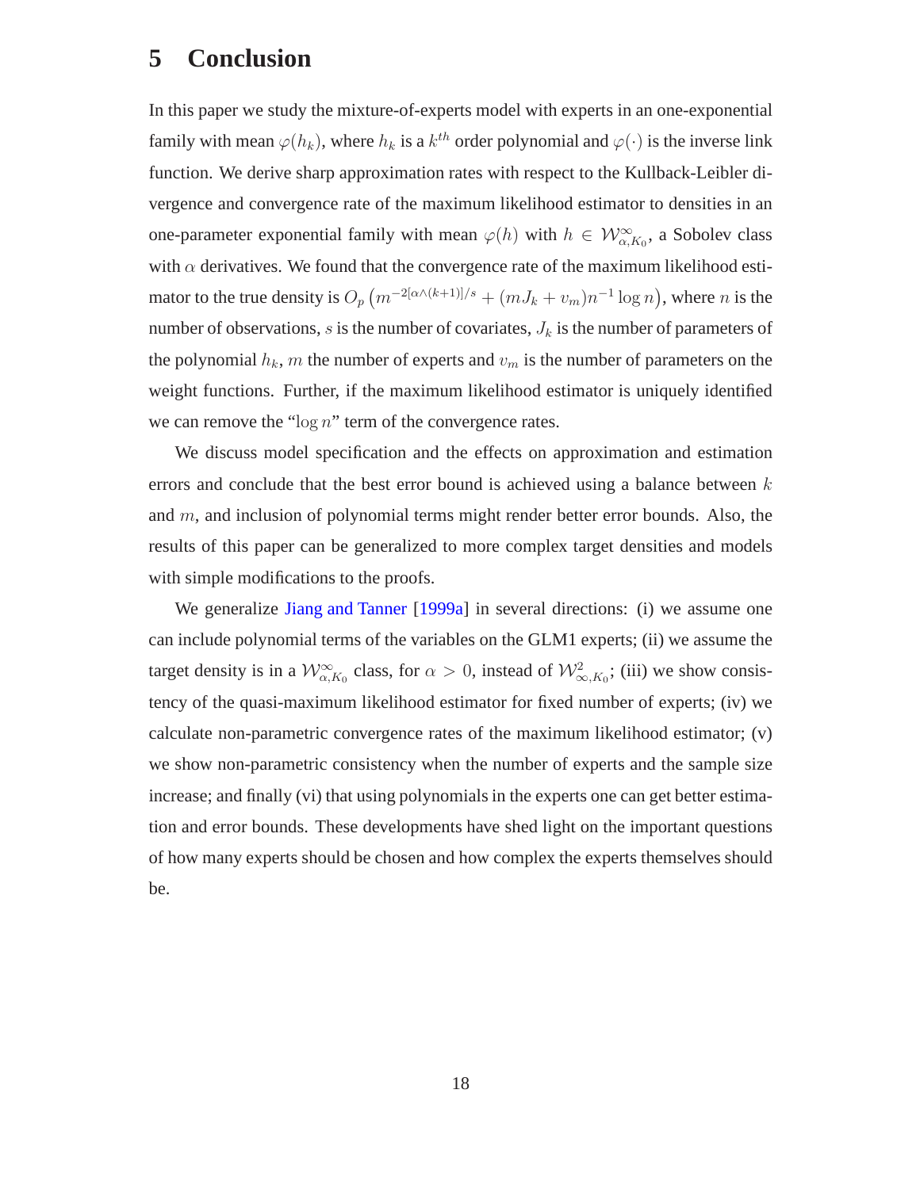# 5 Conclusion

In this paper we study the mixture-of-experts model with experts in an one-exponential family with mean $\varphi(h_k)$, where $h_k$ is a $k^{th}$ order polynomial and $\varphi(\cdot)$ is the inverse link function. We derive sharp approximation rates with respect to the Kullback-Leibler divergence and convergence rate of the maximum likelihood estimator to densities in an one-parameter exponential family with mean $\varphi(h)$ with $h \in \mathcal{W}^{\infty}_{\alpha,K_0}$, a Sobolev class with $\alpha$ derivatives. We found that the convergence rate of the maximum likelihood estimator to the true density is $O_p\left(m^{-2[\alpha\wedge(k+1)]/s} + (mJ_k + v_m)n^{-1}\log n\right)$, where $n$ is the number of observations, $s$ is the number of covariates, $J_k$ is the number of parameters of the polynomial $h_k$, $m$ the number of experts and $v_m$ is the number of parameters on the weight functions. Further, if the maximum likelihood estimator is uniquely identified we can remove the "$\log n$" term of the convergence rates.

We discuss model specification and the effects on approximation and estimation errors and conclude that the best error bound is achieved using a balance between $k$ and $m$, and inclusion of polynomial terms might render better error bounds. Also, the results of this paper can be generalized to more complex target densities and models with simple modifications to the proofs.

We generalize Jiang and Tanner [1999a] in several directions: (i) we assume one can include polynomial terms of the variables on the GLM1 experts; (ii) we assume the target density is in a $\mathcal{W}^{\infty}_{\alpha,K_0}$ class, for $\alpha > 0$, instead of $\mathcal{W}^{2}_{\infty,K_0}$; (iii) we show consistency of the quasi-maximum likelihood estimator for fixed number of experts; (iv) we calculate non-parametric convergence rates of the maximum likelihood estimator; (v) we show non-parametric consistency when the number of experts and the sample size increase; and finally (vi) that using polynomials in the experts one can get better estimation and error bounds. These developments have shed light on the important questions of how many experts should be chosen and how complex the experts themselves should be.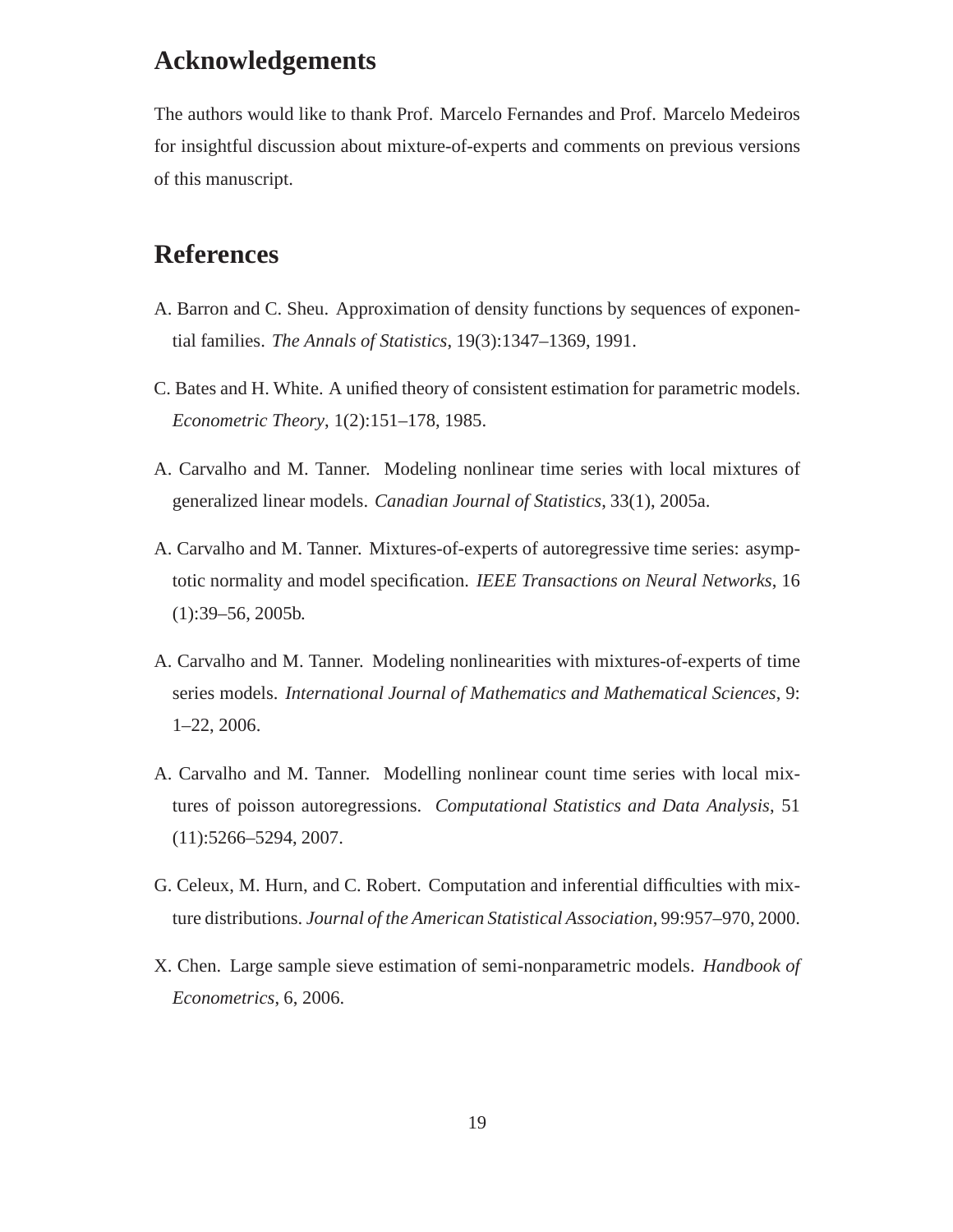## Acknowledgements

The authors would like to thank Prof. Marcelo Fernandes and Prof. Marcelo Medeiros for insightful discussion about mixture-of-experts and comments on previous versions of this manuscript.

## References

A. Barron and C. Sheu. Approximation of density functions by sequences of exponential families. *The Annals of Statistics*, 19(3):1347–1369, 1991.

C. Bates and H. White. A unified theory of consistent estimation for parametric models. *Econometric Theory*, 1(2):151–178, 1985.

A. Carvalho and M. Tanner. Modeling nonlinear time series with local mixtures of generalized linear models. *Canadian Journal of Statistics*, 33(1), 2005a.

A. Carvalho and M. Tanner. Mixtures-of-experts of autoregressive time series: asymptotic normality and model specification. *IEEE Transactions on Neural Networks*, 16 (1):39–56, 2005b.

A. Carvalho and M. Tanner. Modeling nonlinearities with mixtures-of-experts of time series models. *International Journal of Mathematics and Mathematical Sciences*, 9: 1–22, 2006.

A. Carvalho and M. Tanner. Modelling nonlinear count time series with local mixtures of poisson autoregressions. *Computational Statistics and Data Analysis*, 51 (11):5266–5294, 2007.

G. Celeux, M. Hurn, and C. Robert. Computation and inferential difficulties with mixture distributions. *Journal of the American Statistical Association*, 99:957–970, 2000.

X. Chen. Large sample sieve estimation of semi-nonparametric models. *Handbook of Econometrics*, 6, 2006.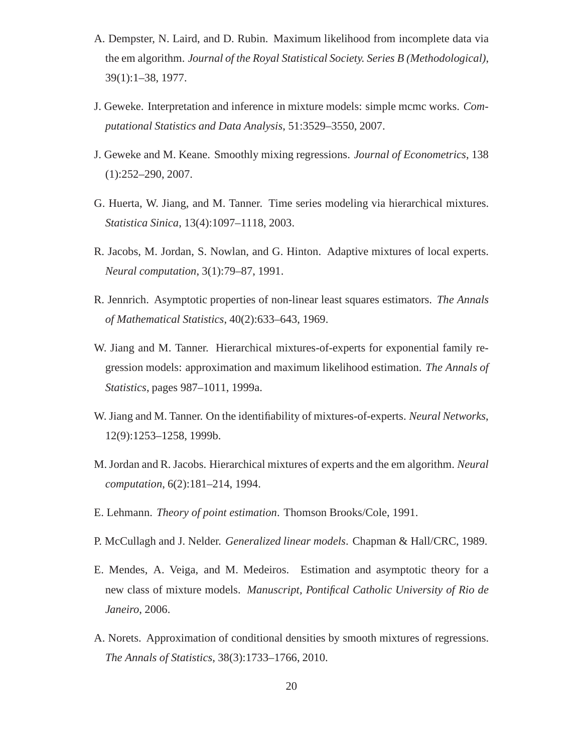A. Dempster, N. Laird, and D. Rubin. Maximum likelihood from incomplete data via the em algorithm. *Journal of the Royal Statistical Society. Series B (Methodological)*, 39(1):1–38, 1977.

J. Geweke. Interpretation and inference in mixture models: simple mcmc works. *Computational Statistics and Data Analysis*, 51:3529–3550, 2007.

J. Geweke and M. Keane. Smoothly mixing regressions. *Journal of Econometrics*, 138 (1):252–290, 2007.

G. Huerta, W. Jiang, and M. Tanner. Time series modeling via hierarchical mixtures. *Statistica Sinica*, 13(4):1097–1118, 2003.

R. Jacobs, M. Jordan, S. Nowlan, and G. Hinton. Adaptive mixtures of local experts. *Neural computation*, 3(1):79–87, 1991.

R. Jennrich. Asymptotic properties of non-linear least squares estimators. *The Annals of Mathematical Statistics*, 40(2):633–643, 1969.

W. Jiang and M. Tanner. Hierarchical mixtures-of-experts for exponential family regression models: approximation and maximum likelihood estimation. *The Annals of Statistics*, pages 987–1011, 1999a.

W. Jiang and M. Tanner. On the identifiability of mixtures-of-experts. *Neural Networks*, 12(9):1253–1258, 1999b.

M. Jordan and R. Jacobs. Hierarchical mixtures of experts and the em algorithm. *Neural computation*, 6(2):181–214, 1994.

E. Lehmann. *Theory of point estimation*. Thomson Brooks/Cole, 1991.

P. McCullagh and J. Nelder. *Generalized linear models*. Chapman & Hall/CRC, 1989.

E. Mendes, A. Veiga, and M. Medeiros. Estimation and asymptotic theory for a new class of mixture models. *Manuscript, Pontifical Catholic University of Rio de Janeiro*, 2006.

A. Norets. Approximation of conditional densities by smooth mixtures of regressions. *The Annals of Statistics*, 38(3):1733–1766, 2010.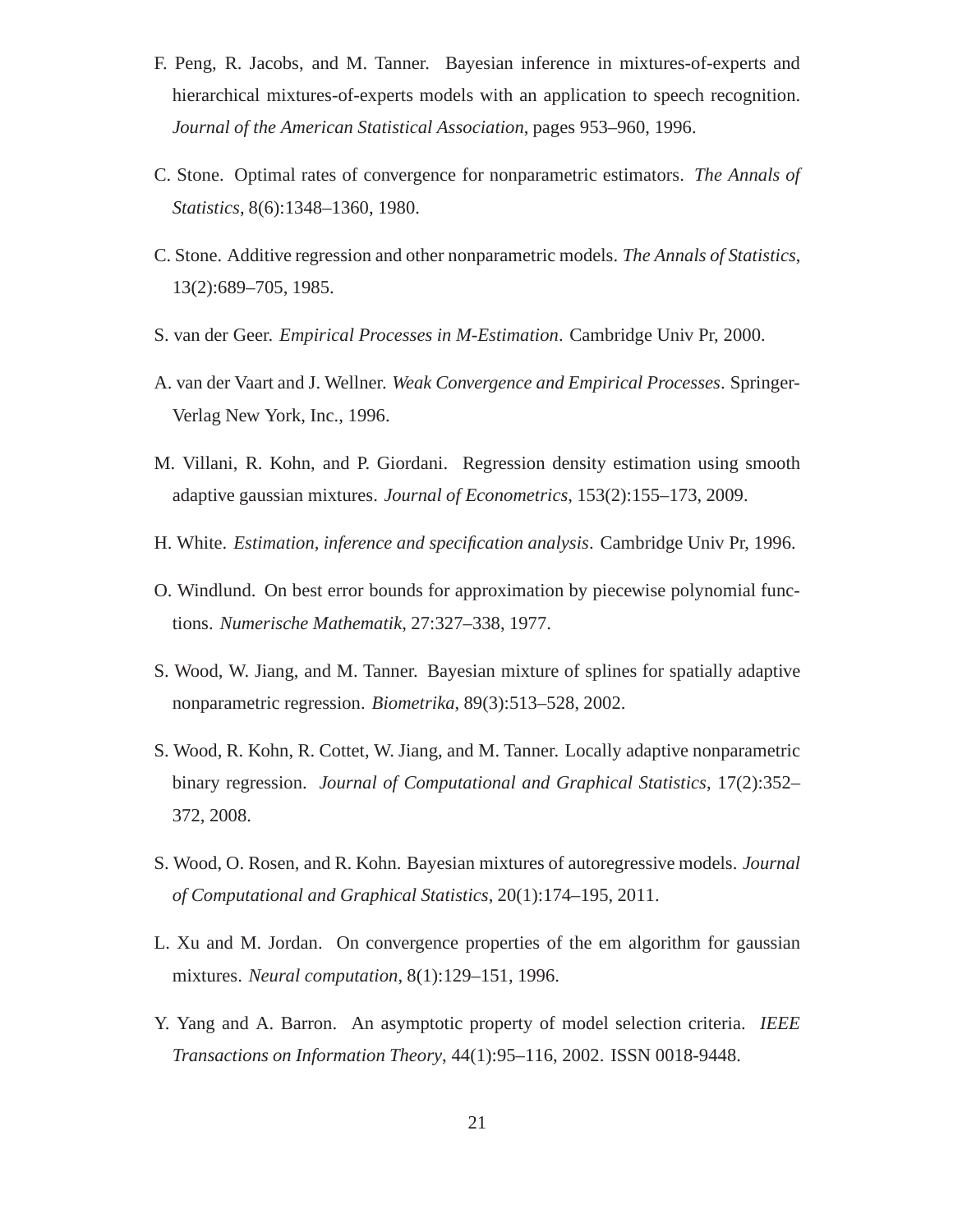F. Peng, R. Jacobs, and M. Tanner. Bayesian inference in mixtures-of-experts and hierarchical mixtures-of-experts models with an application to speech recognition. *Journal of the American Statistical Association*, pages 953–960, 1996.

C. Stone. Optimal rates of convergence for nonparametric estimators. *The Annals of Statistics*, 8(6):1348–1360, 1980.

C. Stone. Additive regression and other nonparametric models. *The Annals of Statistics*, 13(2):689–705, 1985.

S. van der Geer. *Empirical Processes in M-Estimation*. Cambridge Univ Pr, 2000.

A. van der Vaart and J. Wellner. *Weak Convergence and Empirical Processes*. Springer-Verlag New York, Inc., 1996.

M. Villani, R. Kohn, and P. Giordani. Regression density estimation using smooth adaptive gaussian mixtures. *Journal of Econometrics*, 153(2):155–173, 2009.

H. White. *Estimation, inference and specification analysis*. Cambridge Univ Pr, 1996.

O. Windlund. On best error bounds for approximation by piecewise polynomial functions. *Numerische Mathematik*, 27:327–338, 1977.

S. Wood, W. Jiang, and M. Tanner. Bayesian mixture of splines for spatially adaptive nonparametric regression. *Biometrika*, 89(3):513–528, 2002.

S. Wood, R. Kohn, R. Cottet, W. Jiang, and M. Tanner. Locally adaptive nonparametric binary regression. *Journal of Computational and Graphical Statistics*, 17(2):352–372, 2008.

S. Wood, O. Rosen, and R. Kohn. Bayesian mixtures of autoregressive models. *Journal of Computational and Graphical Statistics*, 20(1):174–195, 2011.

L. Xu and M. Jordan. On convergence properties of the em algorithm for gaussian mixtures. *Neural computation*, 8(1):129–151, 1996.

Y. Yang and A. Barron. An asymptotic property of model selection criteria. *IEEE Transactions on Information Theory*, 44(1):95–116, 2002. ISSN 0018-9448.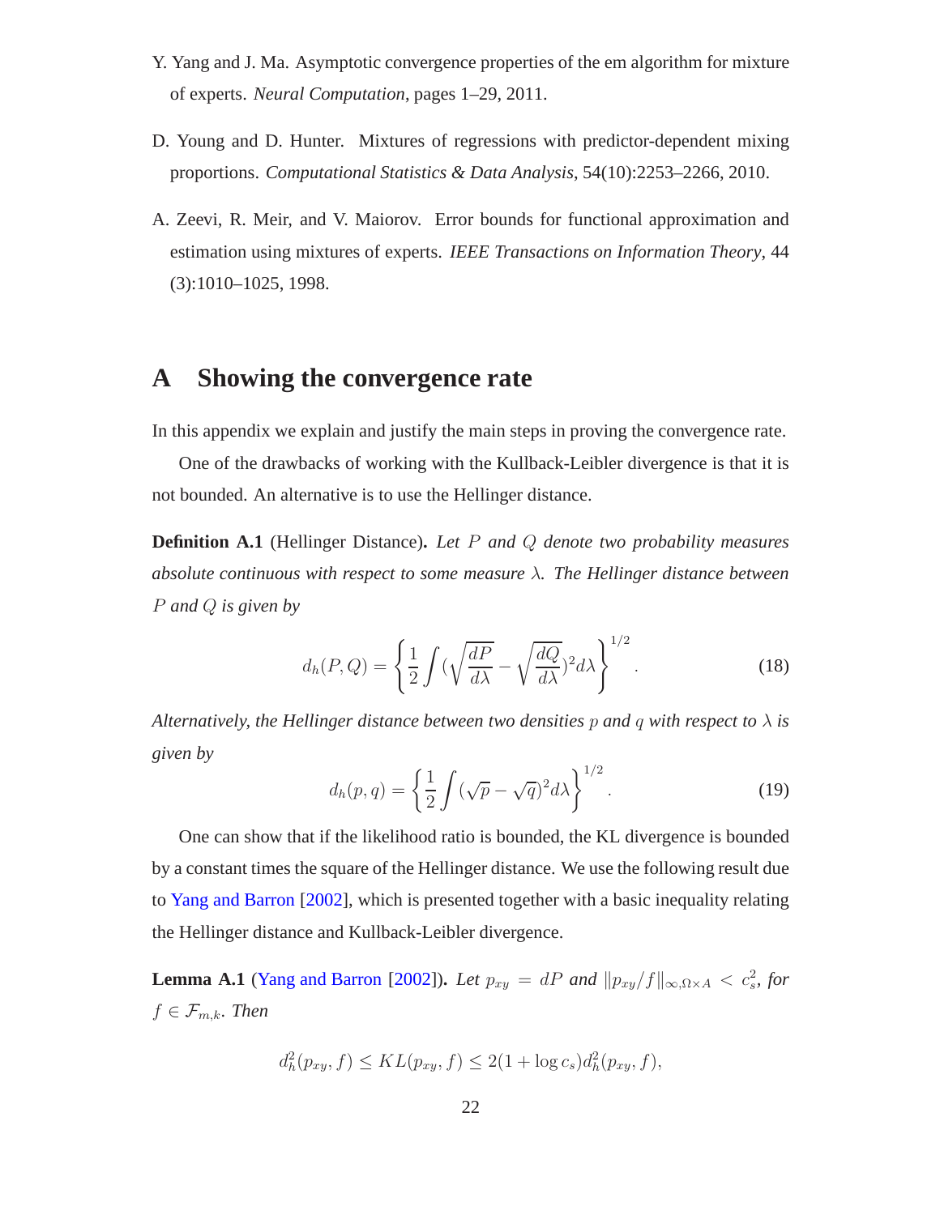Y. Yang and J. Ma. Asymptotic convergence properties of the em algorithm for mixture of experts. *Neural Computation*, pages 1–29, 2011.

D. Young and D. Hunter. Mixtures of regressions with predictor-dependent mixing proportions. *Computational Statistics & Data Analysis*, 54(10):2253–2266, 2010.

A. Zeevi, R. Meir, and V. Maiorov. Error bounds for functional approximation and estimation using mixtures of experts. *IEEE Transactions on Information Theory*, 44 (3):1010–1025, 1998.

# A Showing the convergence rate

In this appendix we explain and justify the main steps in proving the convergence rate.

One of the drawbacks of working with the Kullback-Leibler divergence is that it is not bounded. An alternative is to use the Hellinger distance.

**Definition A.1** (Hellinger Distance)**.** *Let $P$ and $Q$ denote two probability measures absolute continuous with respect to some measure $\lambda$. The Hellinger distance between $P$ and $Q$ is given by*

$$d_h(P, Q) = \left\{ \frac{1}{2} \int \left(\sqrt{\frac{dP}{d\lambda}} - \sqrt{\frac{dQ}{d\lambda}}\right)^2 d\lambda \right\}^{1/2}. \tag{18}$$

*Alternatively, the Hellinger distance between two densities $p$ and $q$ with respect to $\lambda$ is given by*

$$d_h(p, q) = \left\{ \frac{1}{2} \int (\sqrt{p} - \sqrt{q})^2 d\lambda \right\}^{1/2}. \tag{19}$$

One can show that if the likelihood ratio is bounded, the KL divergence is bounded by a constant times the square of the Hellinger distance. We use the following result due to Yang and Barron [2002], which is presented together with a basic inequality relating the Hellinger distance and Kullback-Leibler divergence.

**Lemma A.1** (Yang and Barron [2002])**.** *Let $p_{xy} = dP$ and $\|p_{xy}/f\|_{\infty, \Omega \times A} < c_s^2$, for $f \in \mathcal{F}_{m,k}$. Then*

$$d_h^2(p_{xy}, f) \leq KL(p_{xy}, f) \leq 2(1 + \log c_s) d_h^2(p_{xy}, f),$$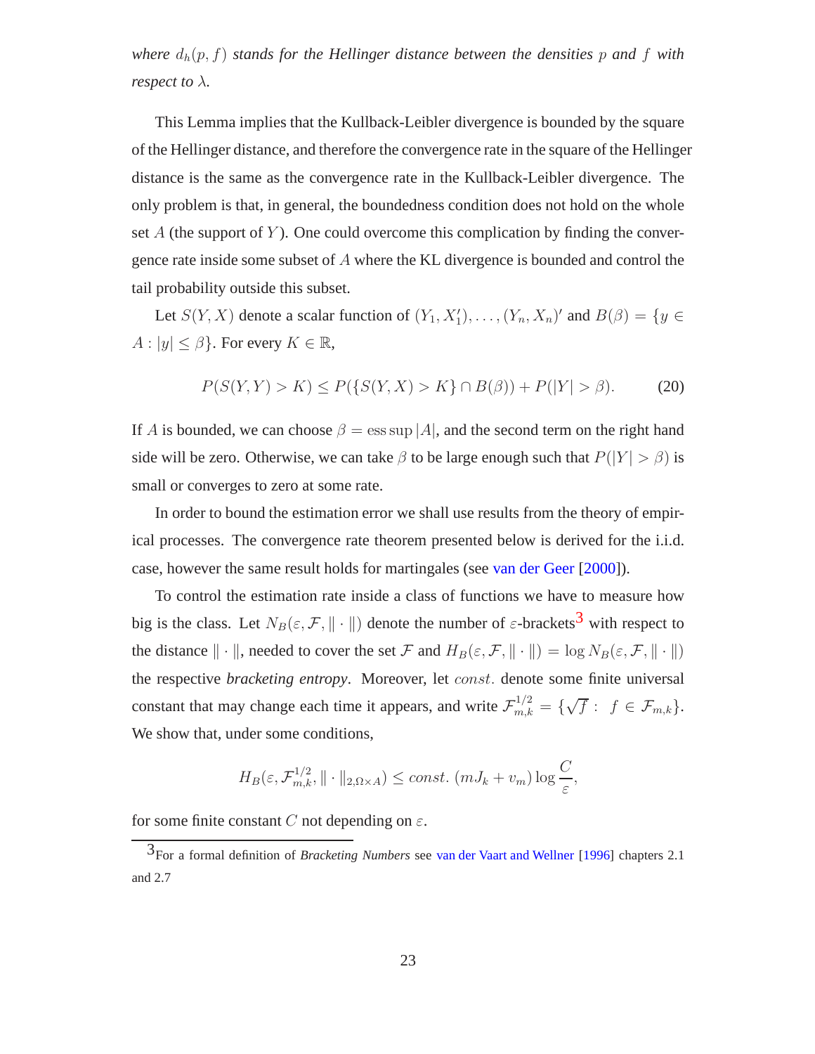*where $d_h(p, f)$ stands for the Hellinger distance between the densities $p$ and $f$ with respect to $\lambda$.*

This Lemma implies that the Kullback-Leibler divergence is bounded by the square of the Hellinger distance, and therefore the convergence rate in the square of the Hellinger distance is the same as the convergence rate in the Kullback-Leibler divergence. The only problem is that, in general, the boundedness condition does not hold on the whole set $A$ (the support of $Y$). One could overcome this complication by finding the convergence rate inside some subset of $A$ where the KL divergence is bounded and control the tail probability outside this subset.

Let $S(Y, X)$ denote a scalar function of $(Y_1, X_1'), \ldots, (Y_n, X_n)'$ and $B(\beta) = \{y \in A : |y| \leq \beta\}$. For every $K \in \mathbb{R}$,

$$P(S(Y, Y) > K) \leq P(\{S(Y, X) > K\} \cap B(\beta)) + P(|Y| > \beta). \tag{20}$$

If $A$ is bounded, we can choose $\beta = \operatorname{ess\,sup} |A|$, and the second term on the right hand side will be zero. Otherwise, we can take $\beta$ to be large enough such that $P(|Y| > \beta)$ is small or converges to zero at some rate.

In order to bound the estimation error we shall use results from the theory of empirical processes. The convergence rate theorem presented below is derived for the i.i.d. case, however the same result holds for martingales (see van der Geer [2000]).

To control the estimation rate inside a class of functions we have to measure how big is the class. Let $N_B(\varepsilon, \mathcal{F}, \|\cdot\|)$ denote the number of $\varepsilon$-brackets[3] with respect to the distance $\|\cdot\|$, needed to cover the set $\mathcal{F}$ and $H_B(\varepsilon, \mathcal{F}, \|\cdot\|) = \log N_B(\varepsilon, \mathcal{F}, \|\cdot\|)$ the respective *bracketing entropy*. Moreover, let $const.$ denote some finite universal constant that may change each time it appears, and write $\mathcal{F}_{m,k}^{1/2} = \{\sqrt{f} : \; f \in \mathcal{F}_{m,k}\}$. We show that, under some conditions,

$$H_B(\varepsilon, \mathcal{F}_{m,k}^{1/2}, \|\cdot\|_{2,\Omega\times A}) \leq const. \; (mJ_k + v_m) \log \frac{C}{\varepsilon},$$

for some finite constant $C$ not depending on $\varepsilon$.

[3] For a formal definition of *Bracketing Numbers* see van der Vaart and Wellner [1996] chapters 2.1 and 2.7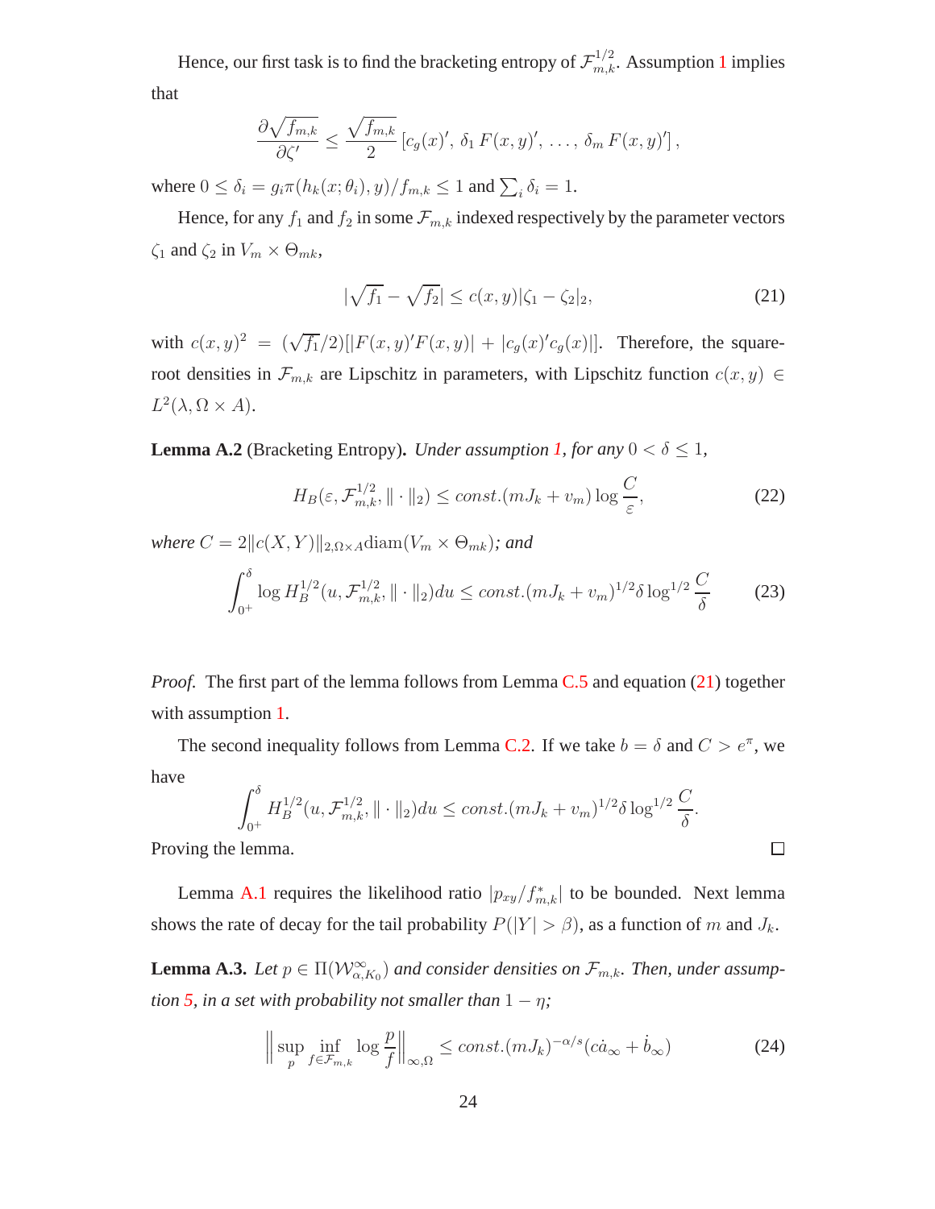Hence, our first task is to find the bracketing entropy of $\mathcal{F}^{1/2}_{m,k}$. Assumption 1 implies that

$$\frac{\partial\sqrt{f_{m,k}}}{\partial\zeta'} \leq \frac{\sqrt{f_{m,k}}}{2}\left[c_g(x)',\, \delta_1\, F(x,y)',\, \ldots,\, \delta_m\, F(x,y)'\right],$$

where $0 \leq \delta_i = g_i\pi(h_k(x;\theta_i),y)/f_{m,k} \leq 1$ and $\sum_i \delta_i = 1$.

Hence, for any $f_1$ and $f_2$ in some $\mathcal{F}_{m,k}$ indexed respectively by the parameter vectors $\zeta_1$ and $\zeta_2$ in $V_m \times \Theta_{mk}$,

$$|\sqrt{f_1} - \sqrt{f_2}| \leq c(x,y)|\zeta_1 - \zeta_2|_2, \tag{21}$$

with $c(x,y)^2 = (\sqrt{f_1}/2)[|F(x,y)'F(x,y)| + |c_g(x)'c_g(x)|]$. Therefore, the square-root densities in $\mathcal{F}_{m,k}$ are Lipschitz in parameters, with Lipschitz function $c(x,y) \in L^2(\lambda, \Omega \times A)$.

**Lemma A.2** (Bracketing Entropy)**.** *Under assumption 1, for any* $0 < \delta \leq 1$,

$$H_B(\varepsilon, \mathcal{F}^{1/2}_{m,k}, \|\cdot\|_2) \leq const.(mJ_k + v_m)\log\frac{C}{\varepsilon}, \tag{22}$$

*where* $C = 2\|c(X,Y)\|_{2,\Omega\times A}\mathrm{diam}(V_m \times \Theta_{mk})$*; and*

$$\int_{0^+}^{\delta} \log H_B^{1/2}(u, \mathcal{F}^{1/2}_{m,k}, \|\cdot\|_2)du \leq const.(mJ_k + v_m)^{1/2}\delta\log^{1/2}\frac{C}{\delta} \tag{23}$$

*Proof.* The first part of the lemma follows from Lemma C.5 and equation (21) together with assumption 1.

The second inequality follows from Lemma C.2. If we take $b = \delta$ and $C > e^{\pi}$, we have

$$\int_{0^+}^{\delta} H_B^{1/2}(u, \mathcal{F}^{1/2}_{m,k}, \|\cdot\|_2)du \leq const.(mJ_k + v_m)^{1/2}\delta\log^{1/2}\frac{C}{\delta}.$$

Proving the lemma. □

Lemma A.1 requires the likelihood ratio $|p_{xy}/f^*_{m,k}|$ to be bounded. Next lemma shows the rate of decay for the tail probability $P(|Y| > \beta)$, as a function of $m$ and $J_k$.

**Lemma A.3.** *Let* $p \in \Pi(\mathcal{W}^{\infty}_{\alpha,K_0})$ *and consider densities on* $\mathcal{F}_{m,k}$*. Then, under assumption 5, in a set with probability not smaller than* $1 - \eta$*;*

$$\left\|\sup_{p}\inf_{f\in\mathcal{F}_{m,k}}\log\frac{p}{f}\right\|_{\infty,\Omega} \leq const.(mJ_k)^{-\alpha/s}(c\dot{a}_{\infty} + \dot{b}_{\infty}) \tag{24}$$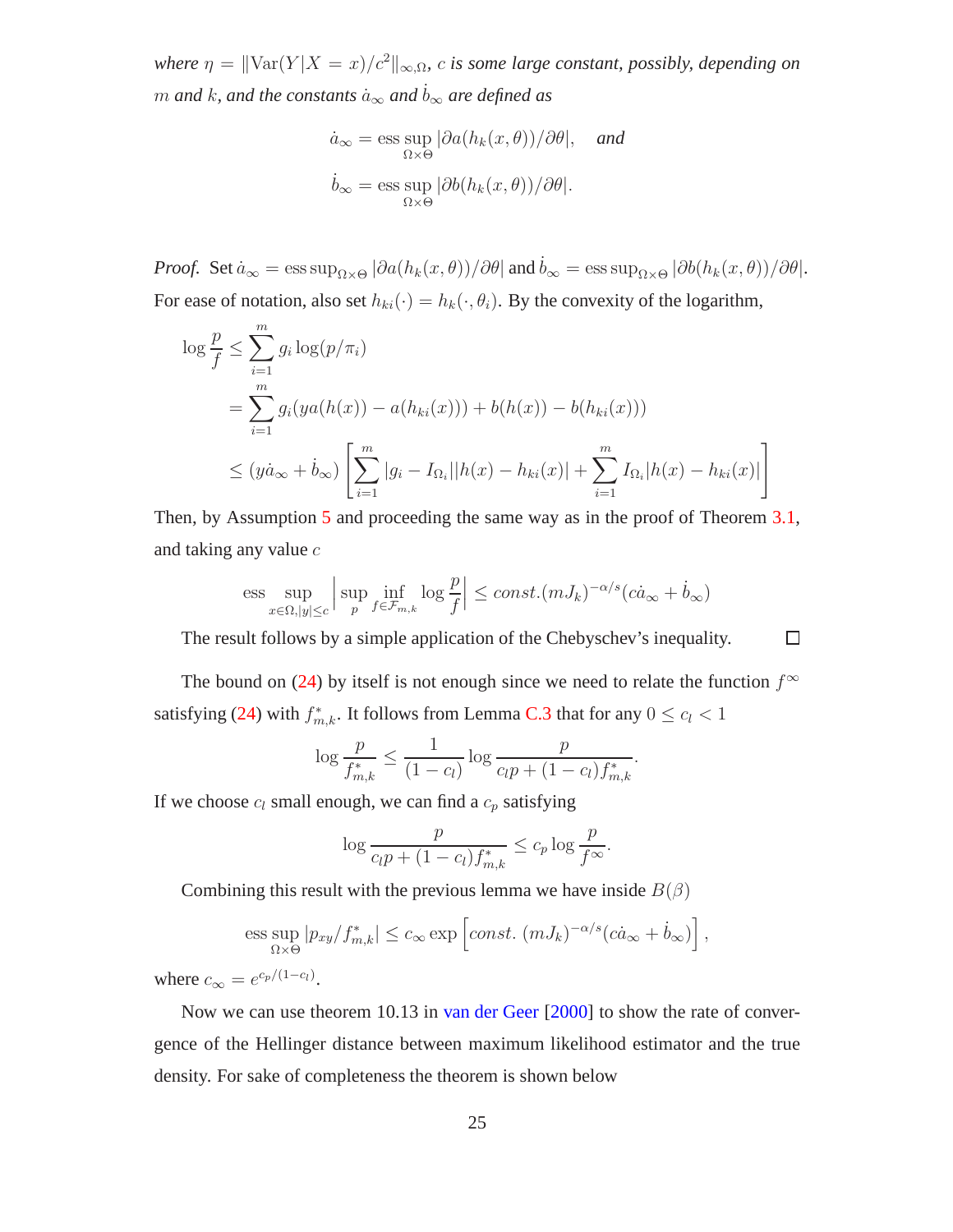*where* $\eta = \|\text{Var}(Y|X = x)/c^2\|_{\infty,\Omega}$*,* $c$ *is some large constant, possibly, depending on* $m$ *and* $k$*, and the constants* $\dot{a}_\infty$ *and* $\dot{b}_\infty$ *are defined as*

$$\dot{a}_\infty = \operatorname*{ess\,sup}_{\Omega\times\Theta} |\partial a(h_k(x,\theta))/\partial\theta|, \quad \textit{and}$$

$$\dot{b}_\infty = \operatorname*{ess\,sup}_{\Omega\times\Theta} |\partial b(h_k(x,\theta))/\partial\theta|.$$

*Proof.* Set $\dot{a}_\infty = \operatorname{ess\,sup}_{\Omega\times\Theta} |\partial a(h_k(x,\theta))/\partial\theta|$ and $\dot{b}_\infty = \operatorname{ess\,sup}_{\Omega\times\Theta} |\partial b(h_k(x,\theta))/\partial\theta|$. For ease of notation, also set $h_{ki}(\cdot) = h_k(\cdot,\theta_i)$. By the convexity of the logarithm,

$$
\begin{aligned}
\log\frac{p}{f} &\leq \sum_{i=1}^{m} g_i \log(p/\pi_i) \\
&= \sum_{i=1}^{m} g_i(ya(h(x)) - a(h_{ki}(x))) + b(h(x)) - b(h_{ki}(x))) \\
&\leq (y\dot{a}_\infty + \dot{b}_\infty)\left[\sum_{i=1}^{m} |g_i - I_{\Omega_i}||h(x) - h_{ki}(x)| + \sum_{i=1}^{m} I_{\Omega_i}|h(x) - h_{ki}(x)|\right]
\end{aligned}
$$

Then, by Assumption 5 and proceeding the same way as in the proof of Theorem 3.1, and taking any value $c$

$$\operatorname*{ess\,sup}_{x\in\Omega,|y|\leq c}\left|\sup_p \inf_{f\in\mathcal{F}_{m,k}} \log\frac{p}{f}\right| \leq const.(mJ_k)^{-\alpha/s}(c\dot{a}_\infty + \dot{b}_\infty)$$

The result follows by a simple application of the Chebyschev's inequality. $\square$

The bound on (24) by itself is not enough since we need to relate the function $f^\infty$ satisfying (24) with $f^*_{m,k}$. It follows from Lemma C.3 that for any $0 \leq c_l < 1$

$$\log\frac{p}{f^*_{m,k}} \leq \frac{1}{(1-c_l)}\log\frac{p}{c_l p + (1-c_l)f^*_{m,k}}.$$

If we choose $c_l$ small enough, we can find a $c_p$ satisfying

$$\log\frac{p}{c_l p + (1-c_l)f^*_{m,k}} \leq c_p \log\frac{p}{f^\infty}.$$

Combining this result with the previous lemma we have inside $B(\beta)$

$$\operatorname*{ess\,sup}_{\Omega\times\Theta} |p_{xy}/f^*_{m,k}| \leq c_\infty \exp\left[const.\ (mJ_k)^{-\alpha/s}(c\dot{a}_\infty + \dot{b}_\infty)\right],$$

where $c_\infty = e^{c_p/(1-c_l)}$.

Now we can use theorem 10.13 in van der Geer [2000] to show the rate of convergence of the Hellinger distance between maximum likelihood estimator and the true density. For sake of completeness the theorem is shown below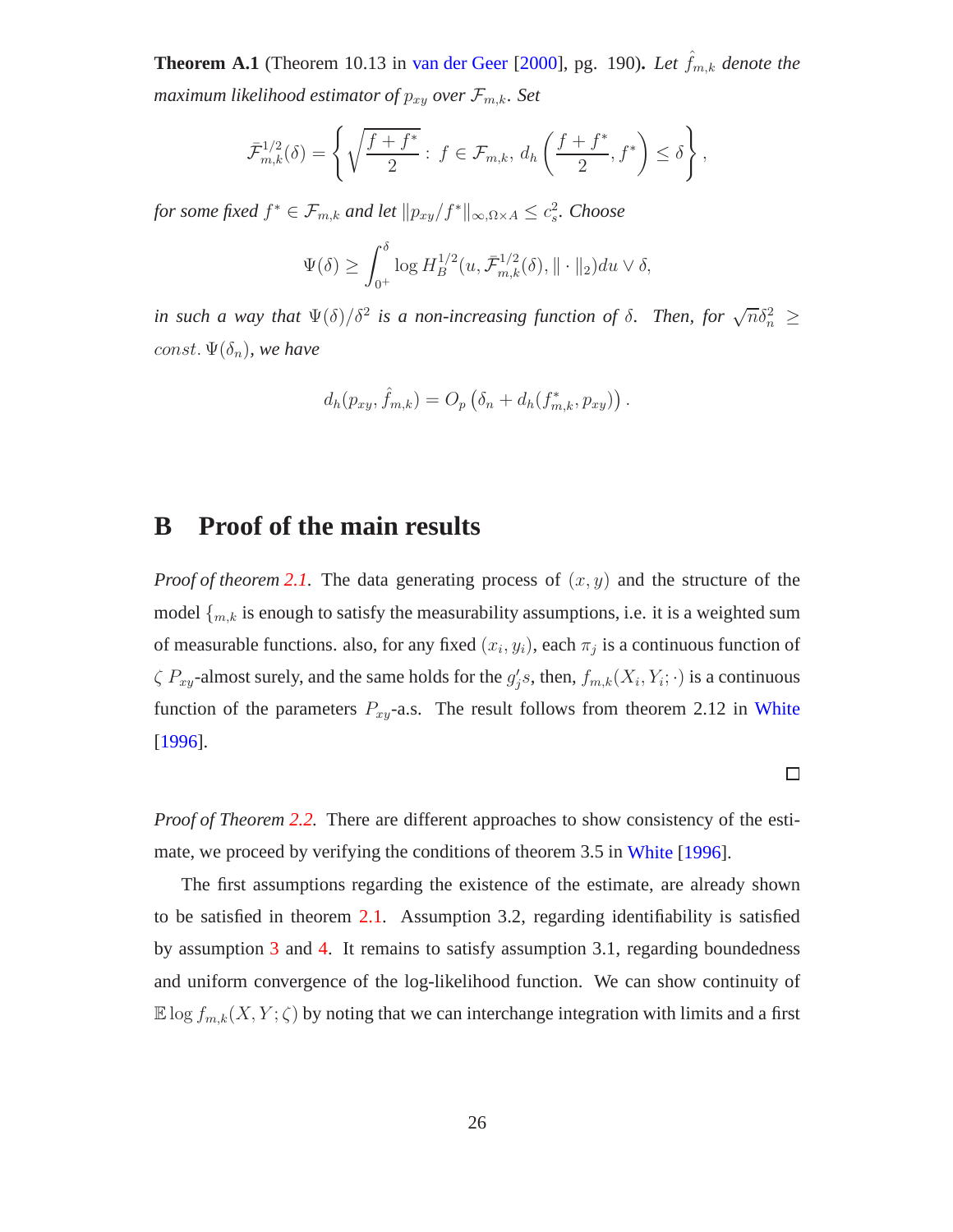**Theorem A.1** (Theorem 10.13 in van der Geer [2000], pg. 190)**.** *Let $\hat{f}_{m,k}$ denote the maximum likelihood estimator of $p_{xy}$ over $\mathcal{F}_{m,k}$. Set*

$$\bar{\mathcal{F}}_{m,k}^{1/2}(\delta) = \left\{ \sqrt{\frac{f+f^*}{2}} : f \in \mathcal{F}_{m,k},\ d_h\left(\frac{f+f^*}{2}, f^*\right) \leq \delta \right\},$$

*for some fixed $f^* \in \mathcal{F}_{m,k}$ and let $\|p_{xy}/f^*\|_{\infty,\Omega\times A} \leq c_s^2$. Choose*

$$\Psi(\delta) \geq \int_{0^+}^{\delta} \log H_B^{1/2}(u, \bar{\mathcal{F}}_{m,k}^{1/2}(\delta), \|\cdot\|_2) du \vee \delta,$$

*in such a way that $\Psi(\delta)/\delta^2$ is a non-increasing function of $\delta$. Then, for $\sqrt{n}\delta_n^2 \geq const.\, \Psi(\delta_n)$, we have*

$$d_h(p_{xy}, \hat{f}_{m,k}) = O_p\left(\delta_n + d_h(f_{m,k}^*, p_{xy})\right).$$

# B Proof of the main results

*Proof of theorem 2.1.* The data generating process of $(x, y)$ and the structure of the model $\{_{m,k}$ is enough to satisfy the measurability assumptions, i.e. it is a weighted sum of measurable functions. also, for any fixed $(x_i, y_i)$, each $\pi_j$ is a continuous function of $\zeta$ $P_{xy}$-almost surely, and the same holds for the $g_j'$s, then, $f_{m,k}(X_i, Y_i; \cdot)$ is a continuous function of the parameters $P_{xy}$-a.s. The result follows from theorem 2.12 in White [1996].

□

*Proof of Theorem 2.2.* There are different approaches to show consistency of the estimate, we proceed by verifying the conditions of theorem 3.5 in White [1996].

The first assumptions regarding the existence of the estimate, are already shown to be satisfied in theorem 2.1. Assumption 3.2, regarding identifiability is satisfied by assumption 3 and 4. It remains to satisfy assumption 3.1, regarding boundedness and uniform convergence of the log-likelihood function. We can show continuity of $\mathbb{E}\log f_{m,k}(X, Y; \zeta)$ by noting that we can interchange integration with limits and a first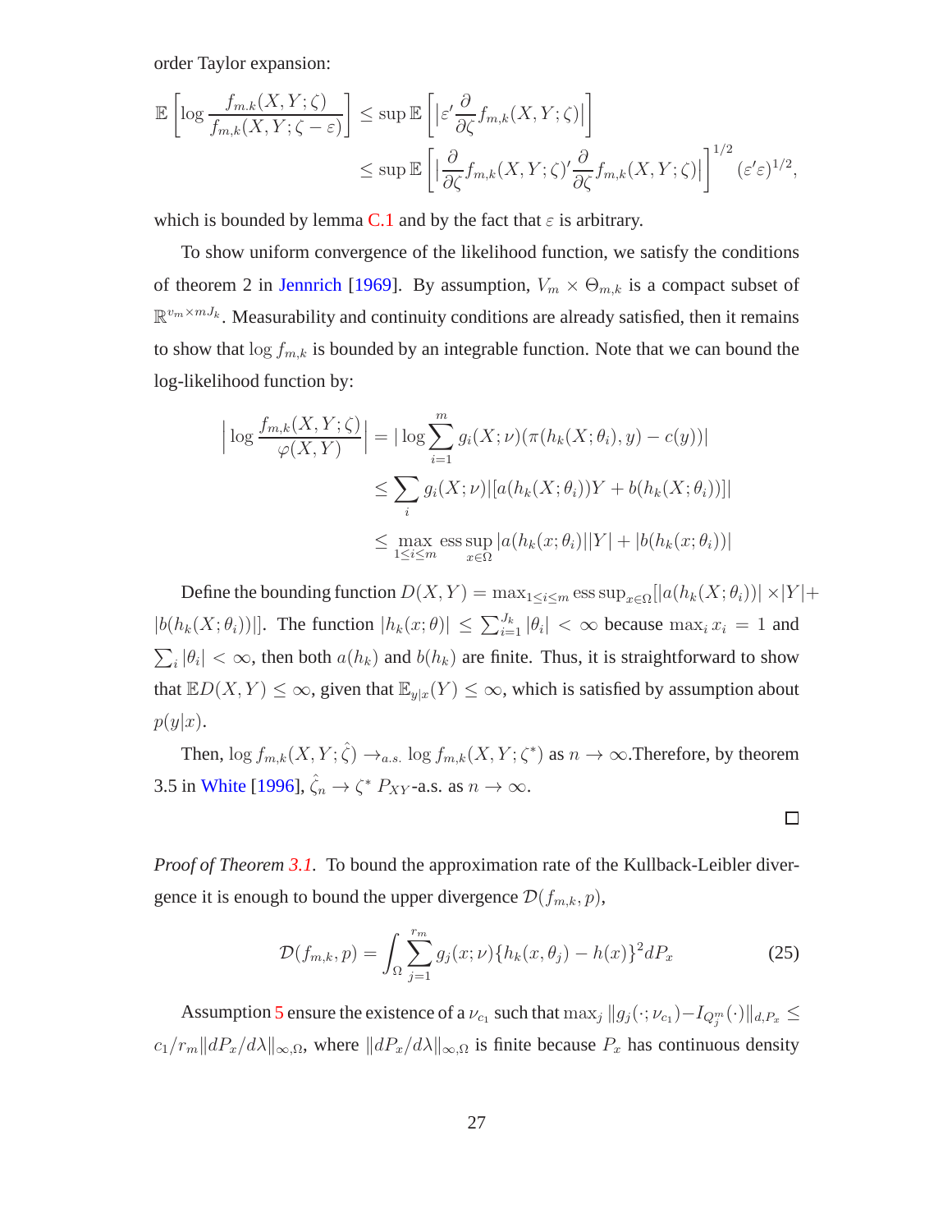order Taylor expansion:

$$
\begin{aligned}
\mathbb{E}\left[\log \frac{f_{m.k}(X,Y;\zeta)}{f_{m,k}(X,Y;\zeta-\varepsilon)}\right] &\leq \sup \mathbb{E}\left[\left|\varepsilon' \frac{\partial}{\partial \zeta} f_{m,k}(X,Y;\zeta)\right|\right] \\
&\leq \sup \mathbb{E}\left[\left|\frac{\partial}{\partial \zeta} f_{m,k}(X,Y;\zeta)' \frac{\partial}{\partial \zeta} f_{m,k}(X,Y;\zeta)\right|\right]^{1/2} (\varepsilon'\varepsilon)^{1/2},
\end{aligned}
$$

which is bounded by lemma C.1 and by the fact that $\varepsilon$ is arbitrary.

To show uniform convergence of the likelihood function, we satisfy the conditions of theorem 2 in Jennrich [1969]. By assumption, $V_m \times \Theta_{m,k}$ is a compact subset of $\mathbb{R}^{v_m \times mJ_k}$. Measurability and continuity conditions are already satisfied, then it remains to show that $\log f_{m,k}$ is bounded by an integrable function. Note that we can bound the log-likelihood function by:

$$
\begin{aligned}
\left|\log \frac{f_{m,k}(X,Y;\zeta)}{\varphi(X,Y)}\right| &= |\log \sum_{i=1}^{m} g_i(X;\nu)(\pi(h_k(X;\theta_i),y) - c(y))| \\
&\leq \sum_i g_i(X;\nu)|[a(h_k(X;\theta_i))Y + b(h_k(X;\theta_i))]| \\
&\leq \max_{1\leq i\leq m} \operatorname*{ess\,sup}_{x\in\Omega} |a(h_k(x;\theta_i)||Y| + |b(h_k(x;\theta_i))|
\end{aligned}
$$

Define the bounding function $D(X,Y) = \max_{1\leq i\leq m} \operatorname{ess\,sup}_{x\in\Omega}[|a(h_k(X;\theta_i))| \times |Y| + |b(h_k(X;\theta_i))|]$. The function $|h_k(x;\theta)| \leq \sum_{i=1}^{J_k} |\theta_i| < \infty$ because $\max_i x_i = 1$ and $\sum_i |\theta_i| < \infty$, then both $a(h_k)$ and $b(h_k)$ are finite. Thus, it is straightforward to show that $\mathbb{E}D(X,Y) \leq \infty$, given that $\mathbb{E}_{y|x}(Y) \leq \infty$, which is satisfied by assumption about $p(y|x)$.

Then, $\log f_{m,k}(X,Y;\hat{\zeta}) \rightarrow_{a.s.} \log f_{m,k}(X,Y;\zeta^*)$ as $n \rightarrow \infty$.Therefore, by theorem 3.5 in White [1996], $\hat{\zeta}_n \rightarrow \zeta^*$ $P_{XY}$-a.s. as $n \rightarrow \infty$.

□

*Proof of Theorem 3.1.* To bound the approximation rate of the Kullback-Leibler divergence it is enough to bound the upper divergence $\mathcal{D}(f_{m,k}, p)$,

$$
\mathcal{D}(f_{m,k}, p) = \int_{\Omega} \sum_{j=1}^{r_m} g_j(x;\nu)\{h_k(x,\theta_j) - h(x)\}^2 dP_x \tag{25}
$$

Assumption 5 ensure the existence of a $\nu_{c_1}$ such that $\max_j \|g_j(\cdot;\nu_{c_1}) - I_{Q_j^m}(\cdot)\|_{d,P_x} \leq c_1/r_m \|dP_x/d\lambda\|_{\infty,\Omega}$, where $\|dP_x/d\lambda\|_{\infty,\Omega}$ is finite because $P_x$ has continuous density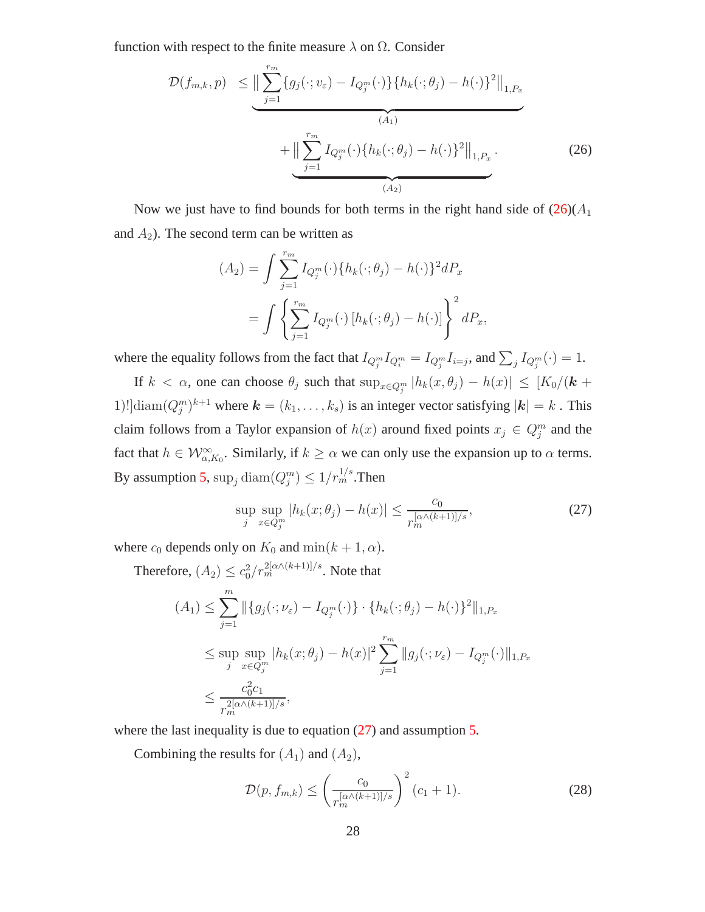function with respect to the finite measure $\lambda$ on $\Omega$. Consider

$$
\mathcal{D}(f_{m,k},p) \le \underbrace{\Big\| \sum_{j=1}^{r_m} \{g_j(\cdot;v_\varepsilon) - I_{Q_j^m}(\cdot)\}\{h_k(\cdot;\theta_j) - h(\cdot)\}^2 \Big\|_{1,P_x}}_{(A_1)} + \underbrace{\Big\| \sum_{j=1}^{r_m} I_{Q_j^m}(\cdot)\{h_k(\cdot;\theta_j) - h(\cdot)\}^2 \Big\|_{1,P_x}}_{(A_2)}. \tag{26}
$$

Now we just have to find bounds for both terms in the right hand side of (26)($A_1$ and $A_2$). The second term can be written as

$$
\begin{aligned}
(A_2) &= \int \sum_{j=1}^{r_m} I_{Q_j^m}(\cdot)\{h_k(\cdot;\theta_j) - h(\cdot)\}^2 dP_x \\
&= \int \left\{ \sum_{j=1}^{r_m} I_{Q_j^m}(\cdot)\left[h_k(\cdot;\theta_j) - h(\cdot)\right] \right\}^2 dP_x,
\end{aligned}
$$

where the equality follows from the fact that $I_{Q_j^m} I_{Q_i^m} = I_{Q_j^m} I_{i=j}$, and $\sum_j I_{Q_j^m}(\cdot) = 1$.

If $k < \alpha$, one can choose $\theta_j$ such that $\sup_{x \in Q_j^m} |h_k(x,\theta_j) - h(x)| \le [K_0/(\boldsymbol{k}+1)!]\mathrm{diam}(Q_j^m)^{k+1}$ where $\boldsymbol{k} = (k_1,\ldots,k_s)$ is an integer vector satisfying $|\boldsymbol{k}| = k$ . This claim follows from a Taylor expansion of $h(x)$ around fixed points $x_j \in Q_j^m$ and the fact that $h \in \mathcal{W}^{\infty}_{\alpha,K_0}$. Similarly, if $k \ge \alpha$ we can only use the expansion up to $\alpha$ terms. By assumption 5, $\sup_j \mathrm{diam}(Q_j^m) \le 1/r_m^{1/s}$.Then

$$
\sup_j \sup_{x \in Q_j^m} |h_k(x;\theta_j) - h(x)| \le \frac{c_0}{r_m^{[\alpha \wedge (k+1)]/s}}, \tag{27}
$$

where $c_0$ depends only on $K_0$ and $\min(k+1,\alpha)$.

Therefore, $(A_2) \le c_0^2 / r_m^{2[\alpha \wedge (k+1)]/s}$. Note that

$$
\begin{aligned}
(A_1) &\le \sum_{j=1}^{m} \|\{g_j(\cdot;\nu_\varepsilon) - I_{Q_j^m}(\cdot)\} \cdot \{h_k(\cdot;\theta_j) - h(\cdot)\}^2\|_{1,P_x} \\
&\le \sup_j \sup_{x \in Q_j^m} |h_k(x;\theta_j) - h(x)|^2 \sum_{j=1}^{r_m} \|g_j(\cdot;\nu_\varepsilon) - I_{Q_j^m}(\cdot)\|_{1,P_x} \\
&\le \frac{c_0^2 c_1}{r_m^{2[\alpha \wedge (k+1)]/s}},
\end{aligned}
$$

where the last inequality is due to equation (27) and assumption 5.

Combining the results for $(A_1)$ and $(A_2)$,

$$
\mathcal{D}(p, f_{m,k}) \le \left( \frac{c_0}{r_m^{[\alpha \wedge (k+1)]/s}} \right)^2 (c_1 + 1). \tag{28}
$$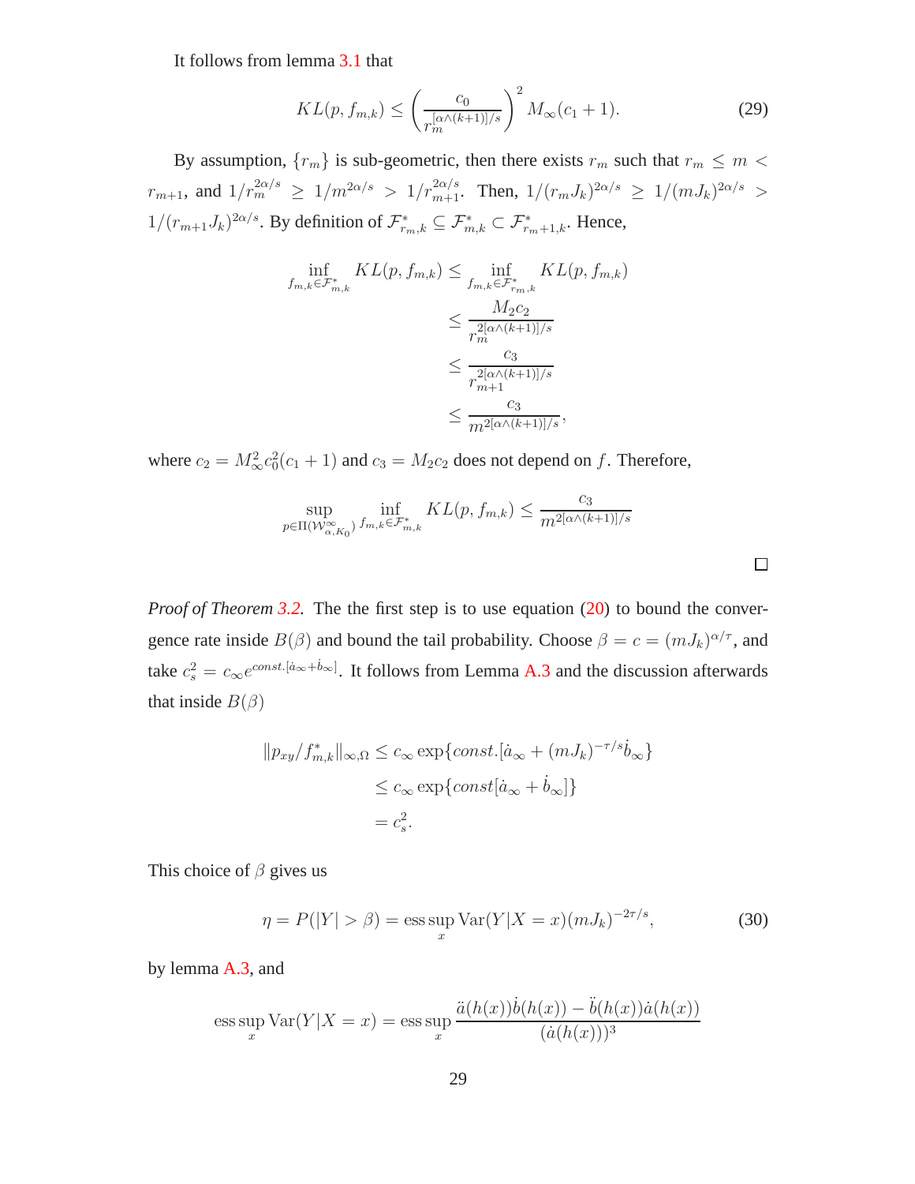It follows from lemma 3.1 that

$$KL(p, f_{m,k}) \leq \left( \frac{c_0}{r_m^{[\alpha \wedge (k+1)]/s}} \right)^2 M_\infty (c_1 + 1). \tag{29}$$

By assumption, $\{r_m\}$ is sub-geometric, then there exists $r_m$ such that $r_m \leq m < r_{m+1}$, and $1/r_m^{2\alpha/s} \geq 1/m^{2\alpha/s} > 1/r_{m+1}^{2\alpha/s}$. Then, $1/(r_m J_k)^{2\alpha/s} \geq 1/(mJ_k)^{2\alpha/s} > 1/(r_{m+1}J_k)^{2\alpha/s}$. By definition of $\mathcal{F}^*_{r_m,k} \subseteq \mathcal{F}^*_{m,k} \subset \mathcal{F}^*_{r_m+1,k}$. Hence,

$$\begin{aligned}
\inf_{f_{m,k} \in \mathcal{F}^*_{m,k}} KL(p, f_{m,k}) &\leq \inf_{f_{m,k} \in \mathcal{F}^*_{r_m,k}} KL(p, f_{m,k}) \\
&\leq \frac{M_2 c_2}{r_m^{2[\alpha \wedge (k+1)]/s}} \\
&\leq \frac{c_3}{r_{m+1}^{2[\alpha \wedge (k+1)]/s}} \\
&\leq \frac{c_3}{m^{2[\alpha \wedge (k+1)]/s}},
\end{aligned}$$

where $c_2 = M_\infty^2 c_0^2 (c_1 + 1)$ and $c_3 = M_2 c_2$ does not depend on $f$. Therefore,

$$\sup_{p \in \Pi(\mathcal{W}^\infty_{\alpha, K_0})} \inf_{f_{m,k} \in \mathcal{F}^*_{m,k}} KL(p, f_{m,k}) \leq \frac{c_3}{m^{2[\alpha \wedge (k+1)]/s}}$$

□

*Proof of Theorem 3.2.* The the first step is to use equation (20) to bound the convergence rate inside $B(\beta)$ and bound the tail probability. Choose $\beta = c = (mJ_k)^{\alpha/\tau}$, and take $c_s^2 = c_\infty e^{const.[\dot{a}_\infty + \dot{b}_\infty]}$. It follows from Lemma A.3 and the discussion afterwards that inside $B(\beta)$

$$\begin{aligned}
\|p_{xy}/f^*_{m,k}\|_{\infty,\Omega} &\leq c_\infty \exp\{const.[\dot{a}_\infty + (mJ_k)^{-\tau/s} \dot{b}_\infty\} \\
&\leq c_\infty \exp\{const[\dot{a}_\infty + \dot{b}_\infty]\} \\
&= c_s^2.
\end{aligned}$$

This choice of $\beta$ gives us

$$\eta = P(|Y| > \beta) = \operatorname*{ess\,sup}_x \operatorname{Var}(Y|X = x)(mJ_k)^{-2\tau/s}, \tag{30}$$

by lemma A.3, and

$$\operatorname*{ess\,sup}_x \operatorname{Var}(Y|X = x) = \operatorname*{ess\,sup}_x \frac{\ddot{a}(h(x))\dot{b}(h(x)) - \ddot{b}(h(x))\dot{a}(h(x))}{(\dot{a}(h(x)))^3}$$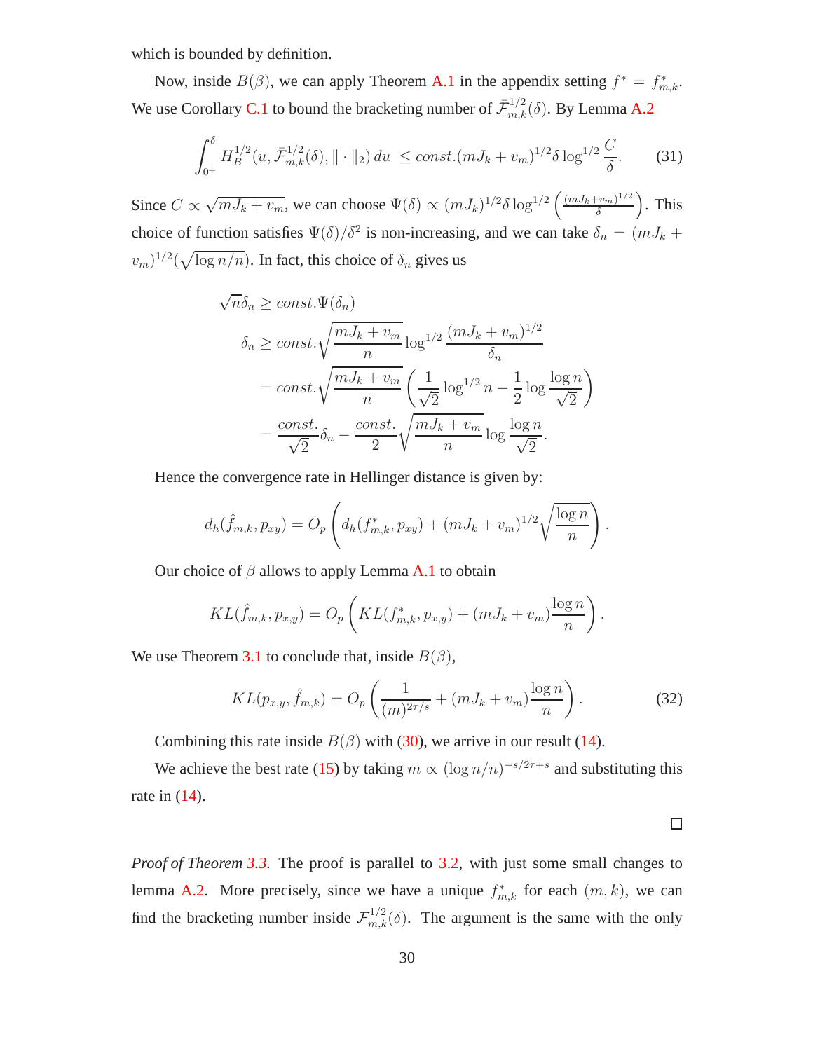which is bounded by definition.

Now, inside $B(\beta)$, we can apply Theorem A.1 in the appendix setting $f^* = f^*_{m,k}$. We use Corollary C.1 to bound the bracketing number of $\bar{\mathcal{F}}^{1/2}_{m,k}(\delta)$. By Lemma A.2

$$\int_{0^+}^{\delta} H_B^{1/2}(u, \bar{\mathcal{F}}^{1/2}_{m,k}(\delta), \|\cdot\|_2)\, du \;\le const.(mJ_k + v_m)^{1/2} \delta \log^{1/2} \frac{C}{\delta}. \tag{31}$$

Since $C \propto \sqrt{mJ_k + v_m}$, we can choose $\Psi(\delta) \propto (mJ_k)^{1/2} \delta \log^{1/2}\left(\frac{(mJ_k+v_m)^{1/2}}{\delta}\right)$. This choice of function satisfies $\Psi(\delta)/\delta^2$ is non-increasing, and we can take $\delta_n = (mJ_k + v_m)^{1/2}(\sqrt{\log n / n})$. In fact, this choice of $\delta_n$ gives us

$$\begin{aligned}
\sqrt{n}\delta_n &\ge const.\Psi(\delta_n) \\
\delta_n &\ge const.\sqrt{\frac{mJ_k + v_m}{n}} \log^{1/2} \frac{(mJ_k + v_m)^{1/2}}{\delta_n} \\
&= const.\sqrt{\frac{mJ_k + v_m}{n}} \left( \frac{1}{\sqrt{2}} \log^{1/2} n - \frac{1}{2} \log \frac{\log n}{\sqrt{2}} \right) \\
&= \frac{const.}{\sqrt{2}} \delta_n - \frac{const.}{2} \sqrt{\frac{mJ_k + v_m}{n}} \log \frac{\log n}{\sqrt{2}}.
\end{aligned}$$

Hence the convergence rate in Hellinger distance is given by:

$$d_h(\hat{f}_{m,k}, p_{xy}) = O_p\left( d_h(f^*_{m,k}, p_{xy}) + (mJ_k + v_m)^{1/2} \sqrt{\frac{\log n}{n}} \right).$$

Our choice of $\beta$ allows to apply Lemma A.1 to obtain

$$KL(\hat{f}_{m,k}, p_{x,y}) = O_p\left( KL(f^*_{m,k}, p_{x,y}) + (mJ_k + v_m) \frac{\log n}{n} \right).$$

We use Theorem 3.1 to conclude that, inside $B(\beta)$,

$$KL(p_{x,y}, \hat{f}_{m,k}) = O_p\left( \frac{1}{(m)^{2\tau/s}} + (mJ_k + v_m) \frac{\log n}{n} \right). \tag{32}$$

Combining this rate inside $B(\beta)$ with (30), we arrive in our result (14).

We achieve the best rate (15) by taking $m \propto (\log n/n)^{-s/2\tau+s}$ and substituting this rate in (14).

□

*Proof of Theorem 3.3.* The proof is parallel to 3.2, with just some small changes to lemma A.2. More precisely, since we have a unique $f^*_{m,k}$ for each $(m, k)$, we can find the bracketing number inside $\mathcal{F}^{1/2}_{m,k}(\delta)$. The argument is the same with the only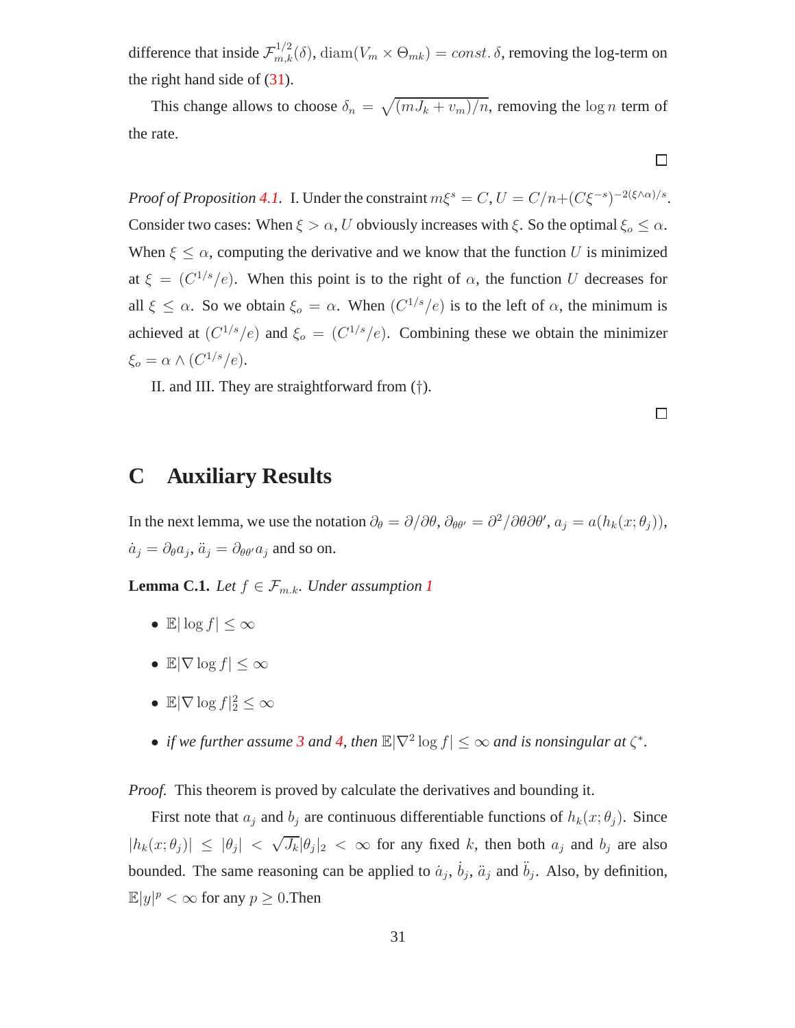difference that inside $\mathcal{F}^{1/2}_{m,k}(\delta)$, $\mathrm{diam}(V_m \times \Theta_{mk}) = const.\,\delta$, removing the log-term on the right hand side of (31).

This change allows to choose $\delta_n = \sqrt{(mJ_k + v_m)/n}$, removing the $\log n$ term of the rate.

□

*Proof of Proposition 4.1.* I. Under the constraint $m\xi^s = C$, $U = C/n + (C\xi^{-s})^{-2(\xi\wedge\alpha)/s}$. Consider two cases: When $\xi > \alpha$, $U$ obviously increases with $\xi$. So the optimal $\xi_o \leq \alpha$. When $\xi \leq \alpha$, computing the derivative and we know that the function $U$ is minimized at $\xi = (C^{1/s}/e)$. When this point is to the right of $\alpha$, the function $U$ decreases for all $\xi \leq \alpha$. So we obtain $\xi_o = \alpha$. When $(C^{1/s}/e)$ is to the left of $\alpha$, the minimum is achieved at $(C^{1/s}/e)$ and $\xi_o = (C^{1/s}/e)$. Combining these we obtain the minimizer $\xi_o = \alpha \wedge (C^{1/s}/e)$.

II. and III. They are straightforward from (†).

□

## C Auxiliary Results

In the next lemma, we use the notation $\partial_\theta = \partial/\partial\theta$, $\partial_{\theta\theta'} = \partial^2/\partial\theta\partial\theta'$, $a_j = a(h_k(x;\theta_j))$, $\dot{a}_j = \partial_\theta a_j$, $\ddot{a}_j = \partial_{\theta\theta'} a_j$ and so on.

**Lemma C.1.** *Let $f \in \mathcal{F}_{m.k}$. Under assumption 1*

- $\mathbb{E}|\log f| \leq \infty$
- $\mathbb{E}|\nabla \log f| \leq \infty$
- $\mathbb{E}|\nabla \log f|_2^2 \leq \infty$
- *if we further assume 3 and 4, then $\mathbb{E}|\nabla^2 \log f| \leq \infty$ and is nonsingular at $\zeta^*$.*

*Proof.* This theorem is proved by calculate the derivatives and bounding it.

First note that $a_j$ and $b_j$ are continuous differentiable functions of $h_k(x;\theta_j)$. Since $|h_k(x;\theta_j)| \leq |\theta_j| < \sqrt{J_k}|\theta_j|_2 < \infty$ for any fixed $k$, then both $a_j$ and $b_j$ are also bounded. The same reasoning can be applied to $\dot{a}_j$, $\dot{b}_j$, $\ddot{a}_j$ and $\ddot{b}_j$. Also, by definition, $\mathbb{E}|y|^p < \infty$ for any $p \geq 0$.Then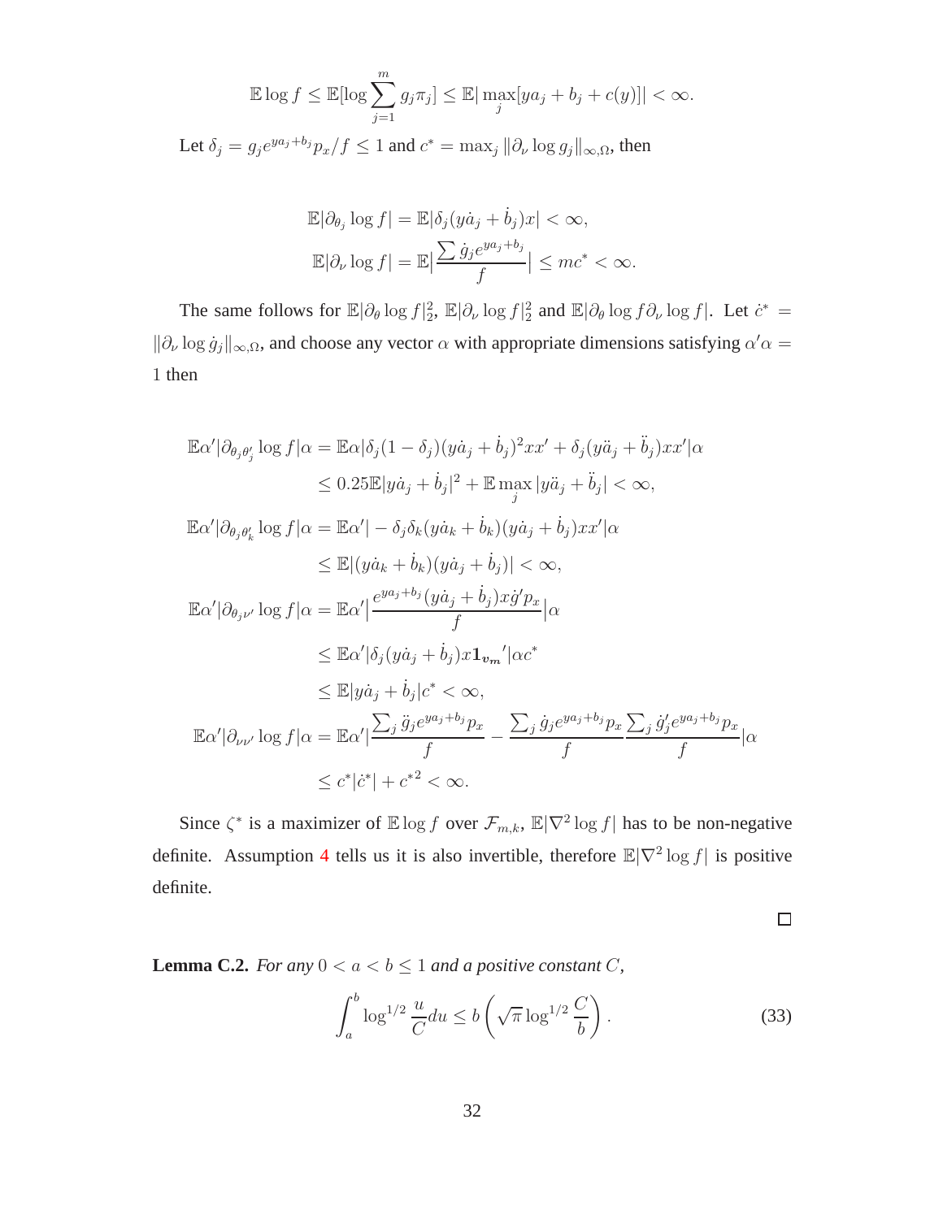$$\mathbb{E}\log f \leq \mathbb{E}[\log \sum_{j=1}^{m} g_j \pi_j] \leq \mathbb{E}|\max_j [ya_j + b_j + c(y)]| < \infty.$$

Let $\delta_j = g_j e^{ya_j+b_j} p_x / f \leq 1$ and $c^* = \max_j \|\partial_\nu \log g_j\|_{\infty,\Omega}$, then

$$\mathbb{E}|\partial_{\theta_j} \log f| = \mathbb{E}|\delta_j(y\dot{a}_j + \dot{b}_j)x| < \infty,$$

$$\mathbb{E}|\partial_\nu \log f| = \mathbb{E}|\frac{\sum \dot{g}_j e^{ya_j+b_j}}{f}| \leq mc^* < \infty.$$

The same follows for $\mathbb{E}|\partial_\theta \log f|_2^2$, $\mathbb{E}|\partial_\nu \log f|_2^2$ and $\mathbb{E}|\partial_\theta \log f \partial_\nu \log f|$. Let $\dot{c}^* = \|\partial_\nu \log \dot{g}_j\|_{\infty,\Omega}$, and choose any vector $\alpha$ with appropriate dimensions satisfying $\alpha'\alpha = 1$ then

$$\begin{aligned}
\mathbb{E}\alpha'|\partial_{\theta_j\theta_j'} \log f|\alpha &= \mathbb{E}\alpha|\delta_j(1-\delta_j)(y\dot{a}_j + \dot{b}_j)^2 xx' + \delta_j(y\ddot{a}_j + \ddot{b}_j)xx'|\alpha \\
&\leq 0.25\mathbb{E}|y\dot{a}_j + \dot{b}_j|^2 + \mathbb{E}\max_j |y\ddot{a}_j + \ddot{b}_j| < \infty, \\
\mathbb{E}\alpha'|\partial_{\theta_j\theta_k'} \log f|\alpha &= \mathbb{E}\alpha'|-\delta_j\delta_k(y\dot{a}_k + \dot{b}_k)(y\dot{a}_j + \dot{b}_j)xx'|\alpha \\
&\leq \mathbb{E}|(y\dot{a}_k + \dot{b}_k)(y\dot{a}_j + \dot{b}_j)| < \infty, \\
\mathbb{E}\alpha'|\partial_{\theta_j\nu'} \log f|\alpha &= \mathbb{E}\alpha'|\frac{e^{ya_j+b_j}(y\dot{a}_j + \dot{b}_j)x\dot{g}'p_x}{f}|\alpha \\
&\leq \mathbb{E}\alpha'|\delta_j(y\dot{a}_j + \dot{b}_j)x\mathbf{1}_{\boldsymbol{v_m}}'|\alpha c^* \\
&\leq \mathbb{E}|y\dot{a}_j + \dot{b}_j|c^* < \infty, \\
\mathbb{E}\alpha'|\partial_{\nu\nu'} \log f|\alpha &= \mathbb{E}\alpha'|\frac{\sum_j \ddot{g}_j e^{ya_j+b_j}p_x}{f} - \frac{\sum_j \dot{g}_j e^{ya_j+b_j}p_x}{f}\frac{\sum_j \dot{g}_j' e^{ya_j+b_j}p_x}{f}|\alpha \\
&\leq c^*|\dot{c}^*| + c^{*2} < \infty.
\end{aligned}$$

Since $\zeta^*$ is a maximizer of $\mathbb{E}\log f$ over $\mathcal{F}_{m,k}$, $\mathbb{E}|\nabla^2 \log f|$ has to be non-negative definite. Assumption 4 tells us it is also invertible, therefore $\mathbb{E}|\nabla^2 \log f|$ is positive definite.

$\square$

**Lemma C.2.** *For any $0 < a < b \leq 1$ and a positive constant $C$,*

$$\int_a^b \log^{1/2} \frac{u}{C} du \leq b\left(\sqrt{\pi}\log^{1/2}\frac{C}{b}\right). \tag{33}$$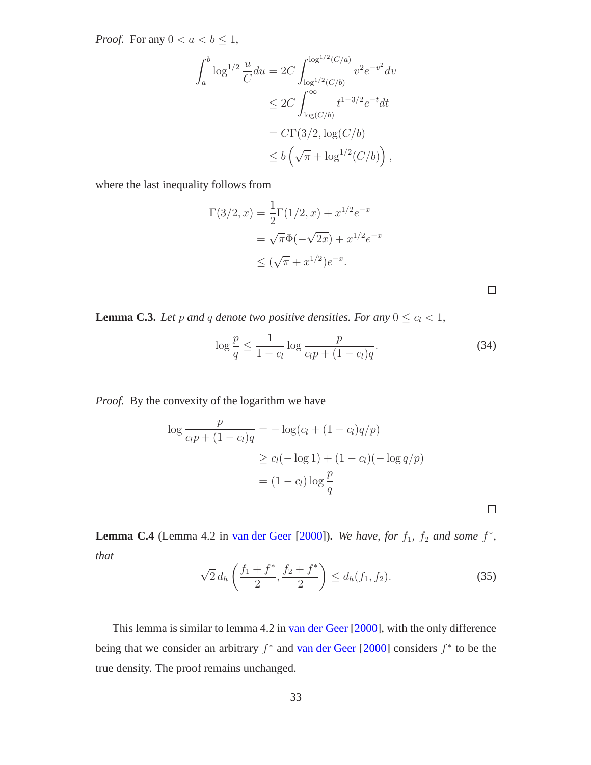*Proof.* For any $0 < a < b \leq 1$,

$$
\begin{aligned}
\int_a^b \log^{1/2} \frac{u}{C} du &= 2C \int_{\log^{1/2}(C/b)}^{\log^{1/2}(C/a)} v^2 e^{-v^2} dv \\
&\leq 2C \int_{\log(C/b)}^{\infty} t^{1-3/2} e^{-t} dt \\
&= C\Gamma(3/2, \log(C/b)) \\
&\leq b \left( \sqrt{\pi} + \log^{1/2}(C/b) \right),
\end{aligned}
$$

where the last inequality follows from

$$
\begin{aligned}
\Gamma(3/2, x) &= \frac{1}{2}\Gamma(1/2, x) + x^{1/2} e^{-x} \\
&= \sqrt{\pi}\Phi(-\sqrt{2x}) + x^{1/2} e^{-x} \\
&\leq (\sqrt{\pi} + x^{1/2}) e^{-x}.
\end{aligned}
$$

□

**Lemma C.3.** *Let $p$ and $q$ denote two positive densities. For any $0 \leq c_l < 1$,*

$$
\log \frac{p}{q} \leq \frac{1}{1 - c_l} \log \frac{p}{c_l p + (1 - c_l) q}. \tag{34}
$$

*Proof.* By the convexity of the logarithm we have

$$
\begin{aligned}
\log \frac{p}{c_l p + (1 - c_l) q} &= -\log(c_l + (1 - c_l) q/p) \\
&\geq c_l(-\log 1) + (1 - c_l)(-\log q/p) \\
&= (1 - c_l) \log \frac{p}{q}
\end{aligned}
$$

□

**Lemma C.4** (Lemma 4.2 in van der Geer [2000]). *We have, for $f_1$, $f_2$ and some $f^*$, that*

$$
\sqrt{2}\, d_h \left( \frac{f_1 + f^*}{2}, \frac{f_2 + f^*}{2} \right) \leq d_h(f_1, f_2). \tag{35}
$$

This lemma is similar to lemma 4.2 in van der Geer [2000], with the only difference being that we consider an arbitrary $f^*$ and van der Geer [2000] considers $f^*$ to be the true density. The proof remains unchanged.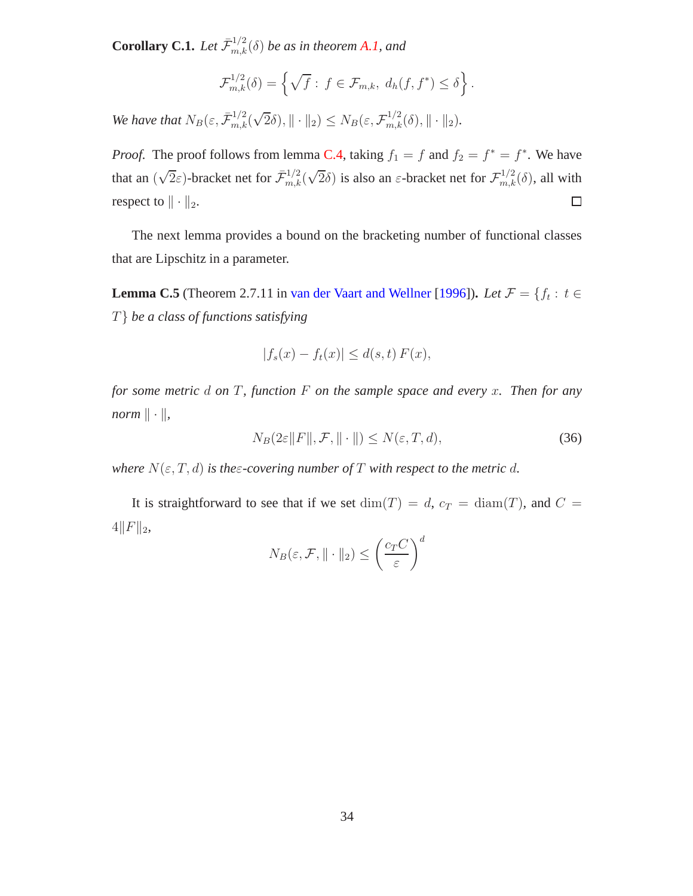**Corollary C.1.** *Let $\bar{\mathcal{F}}^{1/2}_{m,k}(\delta)$ be as in theorem A.1, and*

$$\mathcal{F}^{1/2}_{m,k}(\delta) = \left\{ \sqrt{f} : \, f \in \mathcal{F}_{m,k}, \, d_h(f, f^*) \le \delta \right\}.$$

*We have that $N_B(\varepsilon, \bar{\mathcal{F}}^{1/2}_{m,k}(\sqrt{2}\delta), \|\cdot\|_2) \le N_B(\varepsilon, \mathcal{F}^{1/2}_{m,k}(\delta), \|\cdot\|_2)$.*

*Proof.* The proof follows from lemma C.4, taking $f_1 = f$ and $f_2 = f^* = f^*$. We have that an $(\sqrt{2}\varepsilon)$-bracket net for $\bar{\mathcal{F}}^{1/2}_{m,k}(\sqrt{2}\delta)$ is also an $\varepsilon$-bracket net for $\mathcal{F}^{1/2}_{m,k}(\delta)$, all with respect to $\|\cdot\|_2$. □

The next lemma provides a bound on the bracketing number of functional classes that are Lipschitz in a parameter.

**Lemma C.5** (Theorem 2.7.11 in van der Vaart and Wellner [1996]). *Let $\mathcal{F} = \{f_t : \, t \in T\}$ be a class of functions satisfying*

$$|f_s(x) - f_t(x)| \le d(s,t) \, F(x),$$

*for some metric $d$ on $T$, function $F$ on the sample space and every $x$. Then for any norm $\|\cdot\|$,*

$$N_B(2\varepsilon\|F\|, \mathcal{F}, \|\cdot\|) \le N(\varepsilon, T, d), \tag{36}$$

*where $N(\varepsilon, T, d)$ is the$\varepsilon$-covering number of $T$ with respect to the metric $d$.*

It is straightforward to see that if we set $\dim(T) = d$, $c_T = \operatorname{diam}(T)$, and $C = 4\|F\|_2$,

$$N_B(\varepsilon, \mathcal{F}, \|\cdot\|_2) \le \left(\frac{c_T C}{\varepsilon}\right)^d$$